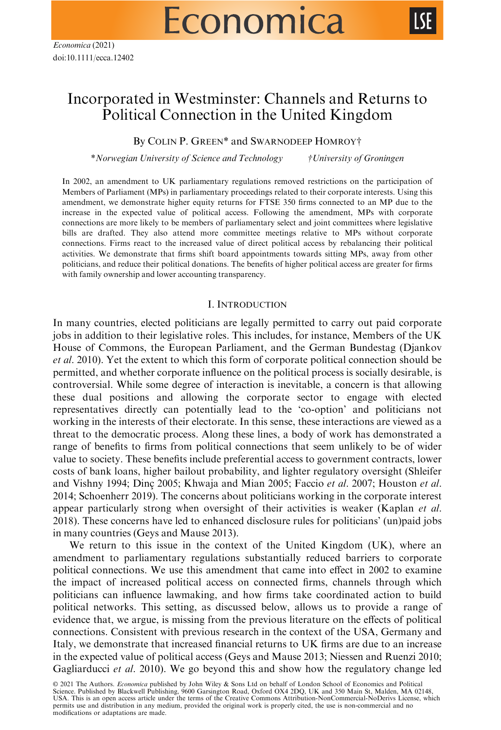# Incorporated in Westminster: Channels and Returns to Political Connection in the United Kingdom

By Colin P. Green* and Swarnodeep Homroy†

*Norwegian University of Science and Technology †University of Groningen

In 2002, an amendment to UK parliamentary regulations removed restrictions on the participation of Members of Parliament (MPs) in parliamentary proceedings related to their corporate interests. Using this amendment, we demonstrate higher equity returns for FTSE 350 firms connected to an MP due to the increase in the expected value of political access. Following the amendment, MPs with corporate connections are more likely to be members of parliamentary select and joint committees where legislative bills are drafted. They also attend more committee meetings relative to MPs without corporate connections. Firms react to the increased value of direct political access by rebalancing their political activities. We demonstrate that firms shift board appointments towards sitting MPs, away from other politicians, and reduce their political donations. The benefits of higher political access are greater for firms with family ownership and lower accounting transparency.

## I. Introduction

In many countries, elected politicians are legally permitted to carry out paid corporate jobs in addition to their legislative roles. This includes, for instance, Members of the UK House of Commons, the European Parliament, and the German Bundestag (Djankov *et al*. 2010). Yet the extent to which this form of corporate political connection should be permitted, and whether corporate influence on the political process is socially desirable, is controversial. While some degree of interaction is inevitable, a concern is that allowing these dual positions and allowing the corporate sector to engage with elected representatives directly can potentially lead to the 'co-option' and politicians not working in the interests of their electorate. In this sense, these interactions are viewed as a threat to the democratic process. Along these lines, a body of work has demonstrated a range of benefits to firms from political connections that seem unlikely to be of wider value to society. These benefits include preferential access to government contracts, lower costs of bank loans, higher bailout probability, and lighter regulatory oversight (Shleifer and Vishny 1994; Dinç 2005; Khwaja and Mian 2005; Faccio *et al*. 2007; Houston *et al*. 2014; Schoenherr 2019). The concerns about politicians working in the corporate interest appear particularly strong when oversight of their activities is weaker (Kaplan *et al*. 2018). These concerns have led to enhanced disclosure rules for politicians' (un)paid jobs in many countries (Geys and Mause 2013).

We return to this issue in the context of the United Kingdom (UK), where an amendment to parliamentary regulations substantially reduced barriers to corporate political connections. We use this amendment that came into effect in 2002 to examine the impact of increased political access on connected firms, channels through which politicians can influence lawmaking, and how firms take coordinated action to build political networks. This setting, as discussed below, allows us to provide a range of evidence that, we argue, is missing from the previous literature on the effects of political connections. Consistent with previous research in the context of the USA, Germany and Italy, we demonstrate that increased financial returns to UK firms are due to an increase in the expected value of political access (Geys and Mause 2013; Niessen and Ruenzi 2010; Gagliarducci *et al*. 2010). We go beyond this and show how the regulatory change led

© 2021 The Authors. *Economica* published by John Wiley & Sons Ltd on behalf of London School of Economics and Political Science. Published by Blackwell Publishing, 9600 Garsington Road, Oxford OX4 2DQ, UK and 350 Main St, Malden, MA 02148, USA. This is an open access article under the terms of the Creative Commons Attribution-NonCommercial-NoDerivs License, which permits use and distribution in any medium, provided the original work is properly cited, the use is non-commercial and no modifications or adaptations are made.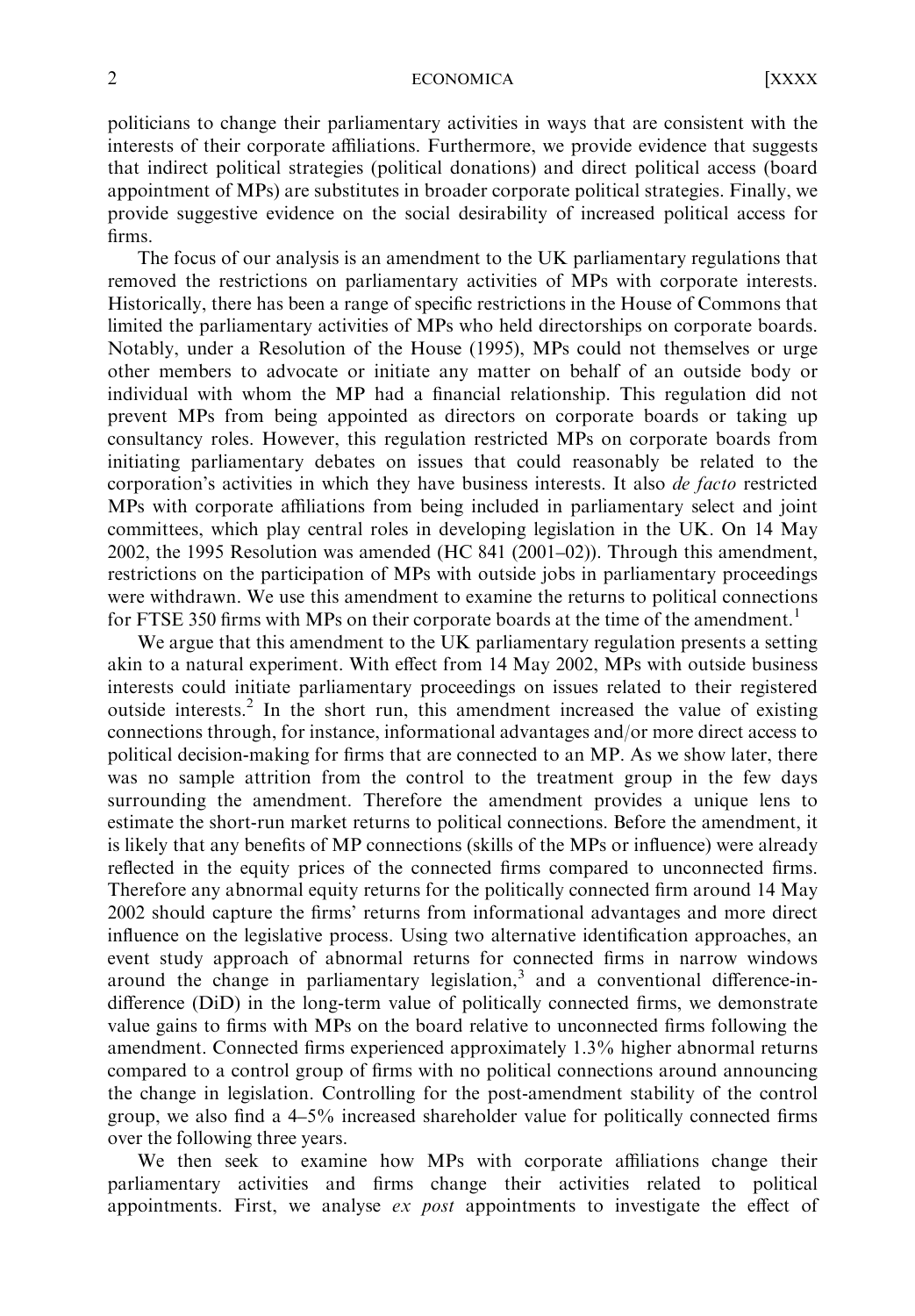politicians to change their parliamentary activities in ways that are consistent with the interests of their corporate affiliations. Furthermore, we provide evidence that suggests that indirect political strategies (political donations) and direct political access (board appointment of MPs) are substitutes in broader corporate political strategies. Finally, we provide suggestive evidence on the social desirability of increased political access for firms.

The focus of our analysis is an amendment to the UK parliamentary regulations that removed the restrictions on parliamentary activities of MPs with corporate interests. Historically, there has been a range of specific restrictions in the House of Commons that limited the parliamentary activities of MPs who held directorships on corporate boards. Notably, under a Resolution of the House (1995), MPs could not themselves or urge other members to advocate or initiate any matter on behalf of an outside body or individual with whom the MP had a financial relationship. This regulation did not prevent MPs from being appointed as directors on corporate boards or taking up consultancy roles. However, this regulation restricted MPs on corporate boards from initiating parliamentary debates on issues that could reasonably be related to the corporation's activities in which they have business interests. It also *de facto* restricted MPs with corporate affiliations from being included in parliamentary select and joint committees, which play central roles in developing legislation in the UK. On 14 May 2002, the 1995 Resolution was amended (HC 841 (2001–02)). Through this amendment, restrictions on the participation of MPs with outside jobs in parliamentary proceedings were withdrawn. We use this amendment to examine the returns to political connections for FTSE 350 firms with MPs on their corporate boards at the time of the amendment.[1]

We argue that this amendment to the UK parliamentary regulation presents a setting akin to a natural experiment. With effect from 14 May 2002, MPs with outside business interests could initiate parliamentary proceedings on issues related to their registered outside interests.[2] In the short run, this amendment increased the value of existing connections through, for instance, informational advantages and/or more direct access to political decision-making for firms that are connected to an MP. As we show later, there was no sample attrition from the control to the treatment group in the few days surrounding the amendment. Therefore the amendment provides a unique lens to estimate the short-run market returns to political connections. Before the amendment, it is likely that any benefits of MP connections (skills of the MPs or influence) were already reflected in the equity prices of the connected firms compared to unconnected firms. Therefore any abnormal equity returns for the politically connected firm around 14 May 2002 should capture the firms' returns from informational advantages and more direct influence on the legislative process. Using two alternative identification approaches, an event study approach of abnormal returns for connected firms in narrow windows around the change in parliamentary legislation,[3] and a conventional difference-in-difference (DiD) in the long-term value of politically connected firms, we demonstrate value gains to firms with MPs on the board relative to unconnected firms following the amendment. Connected firms experienced approximately 1.3% higher abnormal returns compared to a control group of firms with no political connections around announcing the change in legislation. Controlling for the post-amendment stability of the control group, we also find a 4–5% increased shareholder value for politically connected firms over the following three years.

We then seek to examine how MPs with corporate affiliations change their parliamentary activities and firms change their activities related to political appointments. First, we analyse *ex post* appointments to investigate the effect of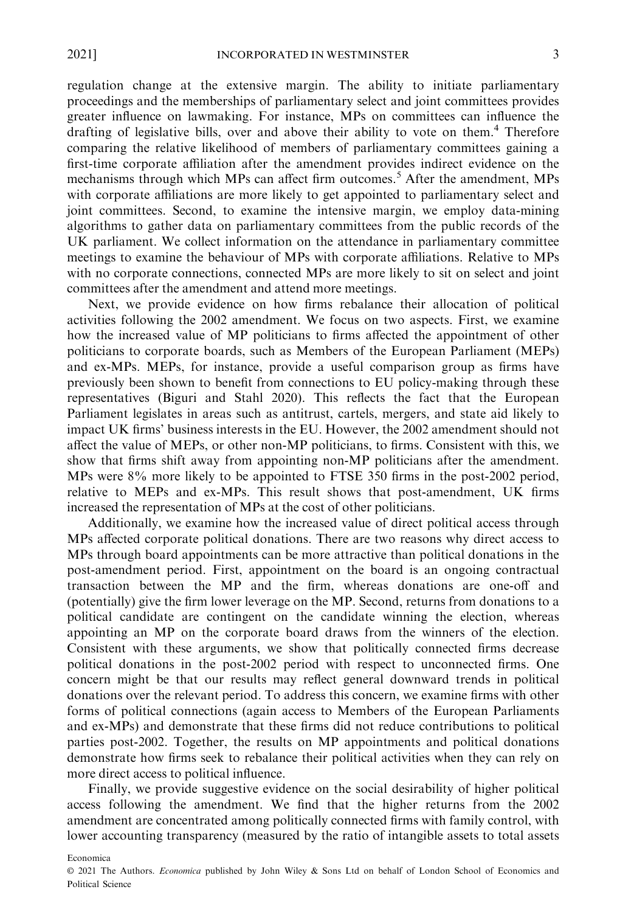regulation change at the extensive margin. The ability to initiate parliamentary proceedings and the memberships of parliamentary select and joint committees provides greater influence on lawmaking. For instance, MPs on committees can influence the drafting of legislative bills, over and above their ability to vote on them.[4] Therefore comparing the relative likelihood of members of parliamentary committees gaining a first-time corporate affiliation after the amendment provides indirect evidence on the mechanisms through which MPs can affect firm outcomes.[5] After the amendment, MPs with corporate affiliations are more likely to get appointed to parliamentary select and joint committees. Second, to examine the intensive margin, we employ data-mining algorithms to gather data on parliamentary committees from the public records of the UK parliament. We collect information on the attendance in parliamentary committee meetings to examine the behaviour of MPs with corporate affiliations. Relative to MPs with no corporate connections, connected MPs are more likely to sit on select and joint committees after the amendment and attend more meetings.

Next, we provide evidence on how firms rebalance their allocation of political activities following the 2002 amendment. We focus on two aspects. First, we examine how the increased value of MP politicians to firms affected the appointment of other politicians to corporate boards, such as Members of the European Parliament (MEPs) and ex-MPs. MEPs, for instance, provide a useful comparison group as firms have previously been shown to benefit from connections to EU policy-making through these representatives (Biguri and Stahl 2020). This reflects the fact that the European Parliament legislates in areas such as antitrust, cartels, mergers, and state aid likely to impact UK firms' business interests in the EU. However, the 2002 amendment should not affect the value of MEPs, or other non-MP politicians, to firms. Consistent with this, we show that firms shift away from appointing non-MP politicians after the amendment. MPs were 8% more likely to be appointed to FTSE 350 firms in the post-2002 period, relative to MEPs and ex-MPs. This result shows that post-amendment, UK firms increased the representation of MPs at the cost of other politicians.

Additionally, we examine how the increased value of direct political access through MPs affected corporate political donations. There are two reasons why direct access to MPs through board appointments can be more attractive than political donations in the post-amendment period. First, appointment on the board is an ongoing contractual transaction between the MP and the firm, whereas donations are one-off and (potentially) give the firm lower leverage on the MP. Second, returns from donations to a political candidate are contingent on the candidate winning the election, whereas appointing an MP on the corporate board draws from the winners of the election. Consistent with these arguments, we show that politically connected firms decrease political donations in the post-2002 period with respect to unconnected firms. One concern might be that our results may reflect general downward trends in political donations over the relevant period. To address this concern, we examine firms with other forms of political connections (again access to Members of the European Parliaments and ex-MPs) and demonstrate that these firms did not reduce contributions to political parties post-2002. Together, the results on MP appointments and political donations demonstrate how firms seek to rebalance their political activities when they can rely on more direct access to political influence.

Finally, we provide suggestive evidence on the social desirability of higher political access following the amendment. We find that the higher returns from the 2002 amendment are concentrated among politically connected firms with family control, with lower accounting transparency (measured by the ratio of intangible assets to total assets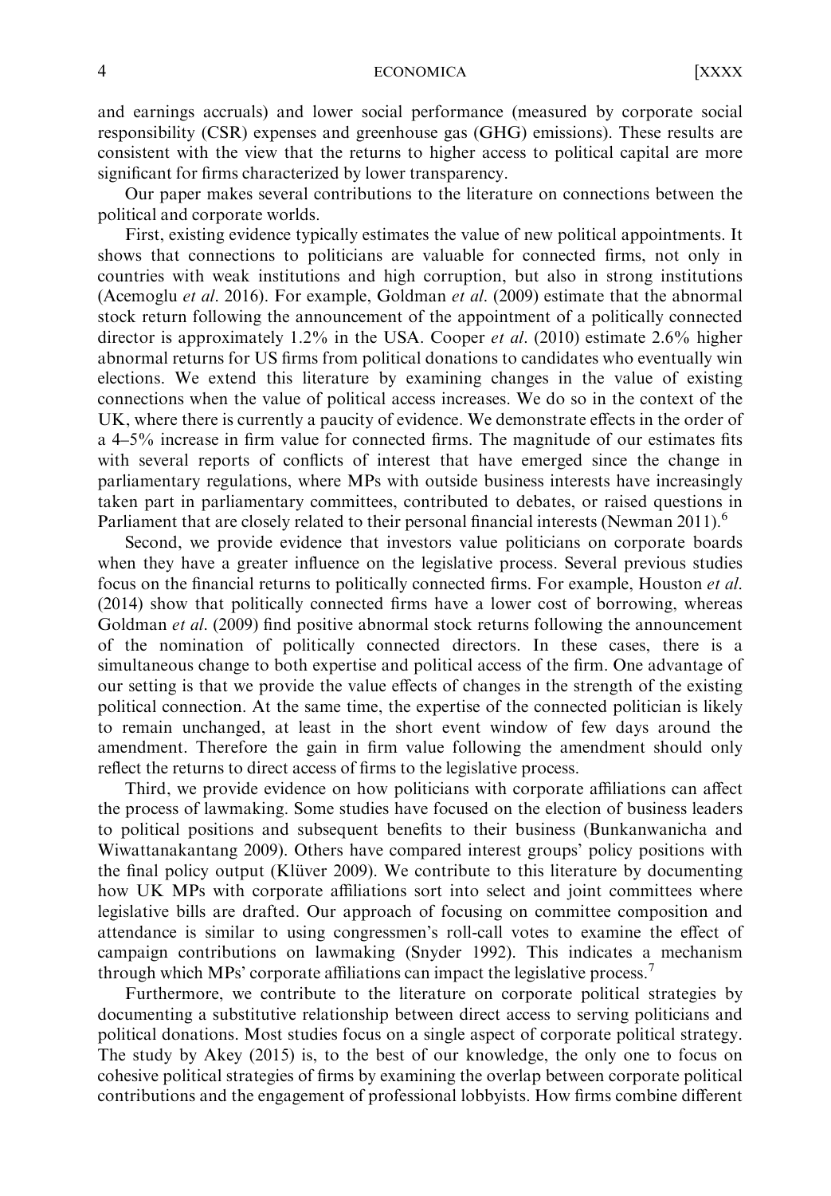and earnings accruals) and lower social performance (measured by corporate social responsibility (CSR) expenses and greenhouse gas (GHG) emissions). These results are consistent with the view that the returns to higher access to political capital are more significant for firms characterized by lower transparency.

Our paper makes several contributions to the literature on connections between the political and corporate worlds.

First, existing evidence typically estimates the value of new political appointments. It shows that connections to politicians are valuable for connected firms, not only in countries with weak institutions and high corruption, but also in strong institutions (Acemoglu *et al.* 2016). For example, Goldman *et al.* (2009) estimate that the abnormal stock return following the announcement of the appointment of a politically connected director is approximately 1.2% in the USA. Cooper *et al.* (2010) estimate 2.6% higher abnormal returns for US firms from political donations to candidates who eventually win elections. We extend this literature by examining changes in the value of existing connections when the value of political access increases. We do so in the context of the UK, where there is currently a paucity of evidence. We demonstrate effects in the order of a 4–5% increase in firm value for connected firms. The magnitude of our estimates fits with several reports of conflicts of interest that have emerged since the change in parliamentary regulations, where MPs with outside business interests have increasingly taken part in parliamentary committees, contributed to debates, or raised questions in Parliament that are closely related to their personal financial interests (Newman 2011).[6]

Second, we provide evidence that investors value politicians on corporate boards when they have a greater influence on the legislative process. Several previous studies focus on the financial returns to politically connected firms. For example, Houston *et al.* (2014) show that politically connected firms have a lower cost of borrowing, whereas Goldman *et al.* (2009) find positive abnormal stock returns following the announcement of the nomination of politically connected directors. In these cases, there is a simultaneous change to both expertise and political access of the firm. One advantage of our setting is that we provide the value effects of changes in the strength of the existing political connection. At the same time, the expertise of the connected politician is likely to remain unchanged, at least in the short event window of few days around the amendment. Therefore the gain in firm value following the amendment should only reflect the returns to direct access of firms to the legislative process.

Third, we provide evidence on how politicians with corporate affiliations can affect the process of lawmaking. Some studies have focused on the election of business leaders to political positions and subsequent benefits to their business (Bunkanwanicha and Wiwattanakantang 2009). Others have compared interest groups' policy positions with the final policy output (Klüver 2009). We contribute to this literature by documenting how UK MPs with corporate affiliations sort into select and joint committees where legislative bills are drafted. Our approach of focusing on committee composition and attendance is similar to using congressmen's roll-call votes to examine the effect of campaign contributions on lawmaking (Snyder 1992). This indicates a mechanism through which MPs' corporate affiliations can impact the legislative process.[7]

Furthermore, we contribute to the literature on corporate political strategies by documenting a substitutive relationship between direct access to serving politicians and political donations. Most studies focus on a single aspect of corporate political strategy. The study by Akey (2015) is, to the best of our knowledge, the only one to focus on cohesive political strategies of firms by examining the overlap between corporate political contributions and the engagement of professional lobbyists. How firms combine different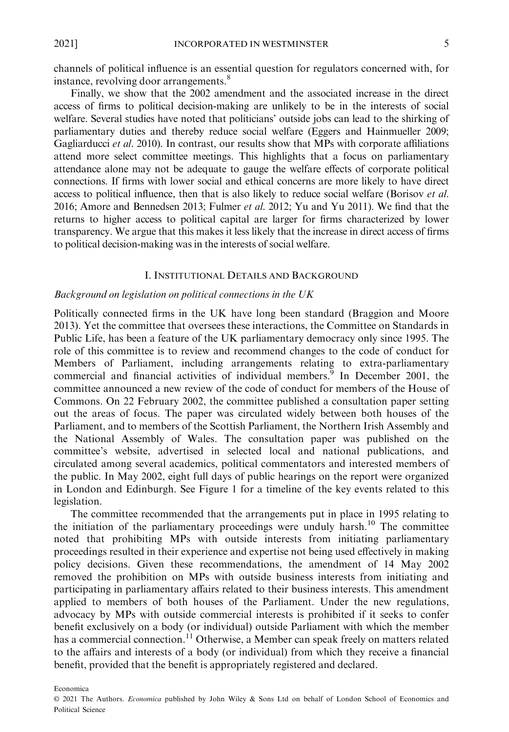channels of political influence is an essential question for regulators concerned with, for instance, revolving door arrangements.[8]

Finally, we show that the 2002 amendment and the associated increase in the direct access of firms to political decision-making are unlikely to be in the interests of social welfare. Several studies have noted that politicians' outside jobs can lead to the shirking of parliamentary duties and thereby reduce social welfare (Eggers and Hainmueller 2009; Gagliarducci *et al.* 2010). In contrast, our results show that MPs with corporate affiliations attend more select committee meetings. This highlights that a focus on parliamentary attendance alone may not be adequate to gauge the welfare effects of corporate political connections. If firms with lower social and ethical concerns are more likely to have direct access to political influence, then that is also likely to reduce social welfare (Borisov *et al.* 2016; Amore and Bennedsen 2013; Fulmer *et al.* 2012; Yu and Yu 2011). We find that the returns to higher access to political capital are larger for firms characterized by lower transparency. We argue that this makes it less likely that the increase in direct access of firms to political decision-making was in the interests of social welfare.

## I. Institutional Details and Background

### *Background on legislation on political connections in the UK*

Politically connected firms in the UK have long been standard (Braggion and Moore 2013). Yet the committee that oversees these interactions, the Committee on Standards in Public Life, has been a feature of the UK parliamentary democracy only since 1995. The role of this committee is to review and recommend changes to the code of conduct for Members of Parliament, including arrangements relating to extra-parliamentary commercial and financial activities of individual members.[9] In December 2001, the committee announced a new review of the code of conduct for members of the House of Commons. On 22 February 2002, the committee published a consultation paper setting out the areas of focus. The paper was circulated widely between both houses of the Parliament, and to members of the Scottish Parliament, the Northern Irish Assembly and the National Assembly of Wales. The consultation paper was published on the committee's website, advertised in selected local and national publications, and circulated among several academics, political commentators and interested members of the public. In May 2002, eight full days of public hearings on the report were organized in London and Edinburgh. See Figure 1 for a timeline of the key events related to this legislation.

The committee recommended that the arrangements put in place in 1995 relating to the initiation of the parliamentary proceedings were unduly harsh.[10] The committee noted that prohibiting MPs with outside interests from initiating parliamentary proceedings resulted in their experience and expertise not being used effectively in making policy decisions. Given these recommendations, the amendment of 14 May 2002 removed the prohibition on MPs with outside business interests from initiating and participating in parliamentary affairs related to their business interests. This amendment applied to members of both houses of the Parliament. Under the new regulations, advocacy by MPs with outside commercial interests is prohibited if it seeks to confer benefit exclusively on a body (or individual) outside Parliament with which the member has a commercial connection.[11] Otherwise, a Member can speak freely on matters related to the affairs and interests of a body (or individual) from which they receive a financial benefit, provided that the benefit is appropriately registered and declared.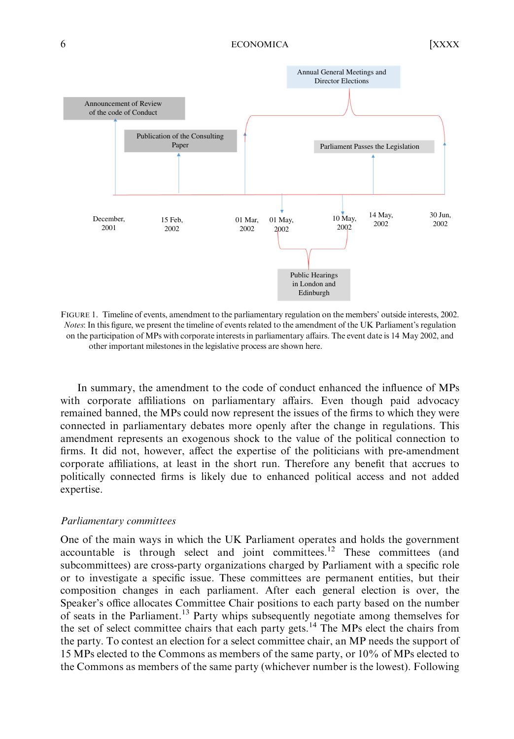FIGURE 1. Timeline of events, amendment to the parliamentary regulation on the members' outside interests, 2002.
*Notes*: In this figure, we present the timeline of events related to the amendment of the UK Parliament's regulation on the participation of MPs with corporate interests in parliamentary affairs. The event date is 14 May 2002, and other important milestones in the legislative process are shown here.

In summary, the amendment to the code of conduct enhanced the influence of MPs with corporate affiliations on parliamentary affairs. Even though paid advocacy remained banned, the MPs could now represent the issues of the firms to which they were connected in parliamentary debates more openly after the change in regulations. This amendment represents an exogenous shock to the value of the political connection to firms. It did not, however, affect the expertise of the politicians with pre-amendment corporate affiliations, at least in the short run. Therefore any benefit that accrues to politically connected firms is likely due to enhanced political access and not added expertise.

### *Parliamentary committees*

One of the main ways in which the UK Parliament operates and holds the government accountable is through select and joint committees.[12] These committees (and subcommittees) are cross-party organizations charged by Parliament with a specific role or to investigate a specific issue. These committees are permanent entities, but their composition changes in each parliament. After each general election is over, the Speaker's office allocates Committee Chair positions to each party based on the number of seats in the Parliament.[13] Party whips subsequently negotiate among themselves for the set of select committee chairs that each party gets.[14] The MPs elect the chairs from the party. To contest an election for a select committee chair, an MP needs the support of 15 MPs elected to the Commons as members of the same party, or 10% of MPs elected to the Commons as members of the same party (whichever number is the lowest). Following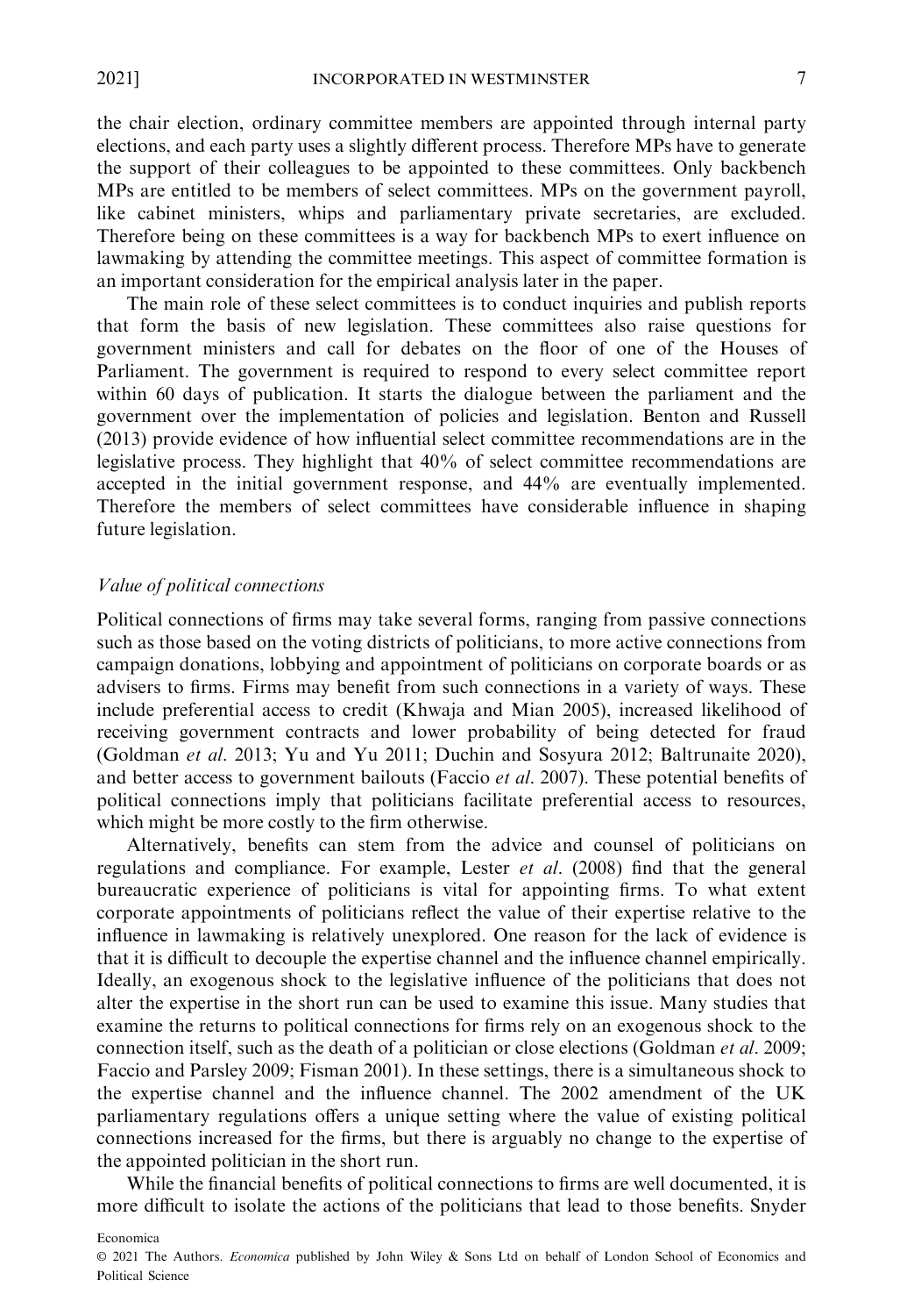the chair election, ordinary committee members are appointed through internal party elections, and each party uses a slightly different process. Therefore MPs have to generate the support of their colleagues to be appointed to these committees. Only backbench MPs are entitled to be members of select committees. MPs on the government payroll, like cabinet ministers, whips and parliamentary private secretaries, are excluded. Therefore being on these committees is a way for backbench MPs to exert influence on lawmaking by attending the committee meetings. This aspect of committee formation is an important consideration for the empirical analysis later in the paper.

The main role of these select committees is to conduct inquiries and publish reports that form the basis of new legislation. These committees also raise questions for government ministers and call for debates on the floor of one of the Houses of Parliament. The government is required to respond to every select committee report within 60 days of publication. It starts the dialogue between the parliament and the government over the implementation of policies and legislation. Benton and Russell (2013) provide evidence of how influential select committee recommendations are in the legislative process. They highlight that 40% of select committee recommendations are accepted in the initial government response, and 44% are eventually implemented. Therefore the members of select committees have considerable influence in shaping future legislation.

### *Value of political connections*

Political connections of firms may take several forms, ranging from passive connections such as those based on the voting districts of politicians, to more active connections from campaign donations, lobbying and appointment of politicians on corporate boards or as advisers to firms. Firms may benefit from such connections in a variety of ways. These include preferential access to credit (Khwaja and Mian 2005), increased likelihood of receiving government contracts and lower probability of being detected for fraud (Goldman *et al*. 2013; Yu and Yu 2011; Duchin and Sosyura 2012; Baltrunaite 2020), and better access to government bailouts (Faccio *et al*. 2007). These potential benefits of political connections imply that politicians facilitate preferential access to resources, which might be more costly to the firm otherwise.

Alternatively, benefits can stem from the advice and counsel of politicians on regulations and compliance. For example, Lester *et al*. (2008) find that the general bureaucratic experience of politicians is vital for appointing firms. To what extent corporate appointments of politicians reflect the value of their expertise relative to the influence in lawmaking is relatively unexplored. One reason for the lack of evidence is that it is difficult to decouple the expertise channel and the influence channel empirically. Ideally, an exogenous shock to the legislative influence of the politicians that does not alter the expertise in the short run can be used to examine this issue. Many studies that examine the returns to political connections for firms rely on an exogenous shock to the connection itself, such as the death of a politician or close elections (Goldman *et al*. 2009; Faccio and Parsley 2009; Fisman 2001). In these settings, there is a simultaneous shock to the expertise channel and the influence channel. The 2002 amendment of the UK parliamentary regulations offers a unique setting where the value of existing political connections increased for the firms, but there is arguably no change to the expertise of the appointed politician in the short run.

While the financial benefits of political connections to firms are well documented, it is more difficult to isolate the actions of the politicians that lead to those benefits. Snyder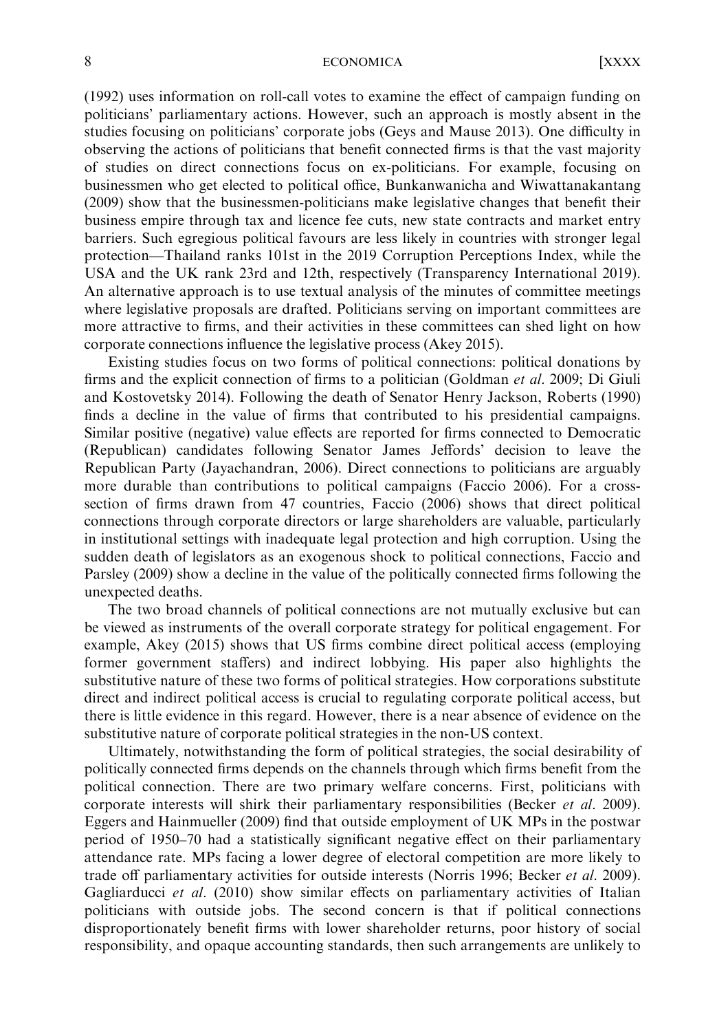(1992) uses information on roll-call votes to examine the effect of campaign funding on politicians' parliamentary actions. However, such an approach is mostly absent in the studies focusing on politicians' corporate jobs (Geys and Mause 2013). One difficulty in observing the actions of politicians that benefit connected firms is that the vast majority of studies on direct connections focus on ex-politicians. For example, focusing on businessmen who get elected to political office, Bunkanwanicha and Wiwattanakantang (2009) show that the businessmen-politicians make legislative changes that benefit their business empire through tax and licence fee cuts, new state contracts and market entry barriers. Such egregious political favours are less likely in countries with stronger legal protection—Thailand ranks 101st in the 2019 Corruption Perceptions Index, while the USA and the UK rank 23rd and 12th, respectively (Transparency International 2019). An alternative approach is to use textual analysis of the minutes of committee meetings where legislative proposals are drafted. Politicians serving on important committees are more attractive to firms, and their activities in these committees can shed light on how corporate connections influence the legislative process (Akey 2015).

Existing studies focus on two forms of political connections: political donations by firms and the explicit connection of firms to a politician (Goldman *et al.* 2009; Di Giuli and Kostovetsky 2014). Following the death of Senator Henry Jackson, Roberts (1990) finds a decline in the value of firms that contributed to his presidential campaigns. Similar positive (negative) value effects are reported for firms connected to Democratic (Republican) candidates following Senator James Jeffords' decision to leave the Republican Party (Jayachandran, 2006). Direct connections to politicians are arguably more durable than contributions to political campaigns (Faccio 2006). For a cross-section of firms drawn from 47 countries, Faccio (2006) shows that direct political connections through corporate directors or large shareholders are valuable, particularly in institutional settings with inadequate legal protection and high corruption. Using the sudden death of legislators as an exogenous shock to political connections, Faccio and Parsley (2009) show a decline in the value of the politically connected firms following the unexpected deaths.

The two broad channels of political connections are not mutually exclusive but can be viewed as instruments of the overall corporate strategy for political engagement. For example, Akey (2015) shows that US firms combine direct political access (employing former government staffers) and indirect lobbying. His paper also highlights the substitutive nature of these two forms of political strategies. How corporations substitute direct and indirect political access is crucial to regulating corporate political access, but there is little evidence in this regard. However, there is a near absence of evidence on the substitutive nature of corporate political strategies in the non-US context.

Ultimately, notwithstanding the form of political strategies, the social desirability of politically connected firms depends on the channels through which firms benefit from the political connection. There are two primary welfare concerns. First, politicians with corporate interests will shirk their parliamentary responsibilities (Becker *et al.* 2009). Eggers and Hainmueller (2009) find that outside employment of UK MPs in the postwar period of 1950–70 had a statistically significant negative effect on their parliamentary attendance rate. MPs facing a lower degree of electoral competition are more likely to trade off parliamentary activities for outside interests (Norris 1996; Becker *et al.* 2009). Gagliarducci *et al.* (2010) show similar effects on parliamentary activities of Italian politicians with outside jobs. The second concern is that if political connections disproportionately benefit firms with lower shareholder returns, poor history of social responsibility, and opaque accounting standards, then such arrangements are unlikely to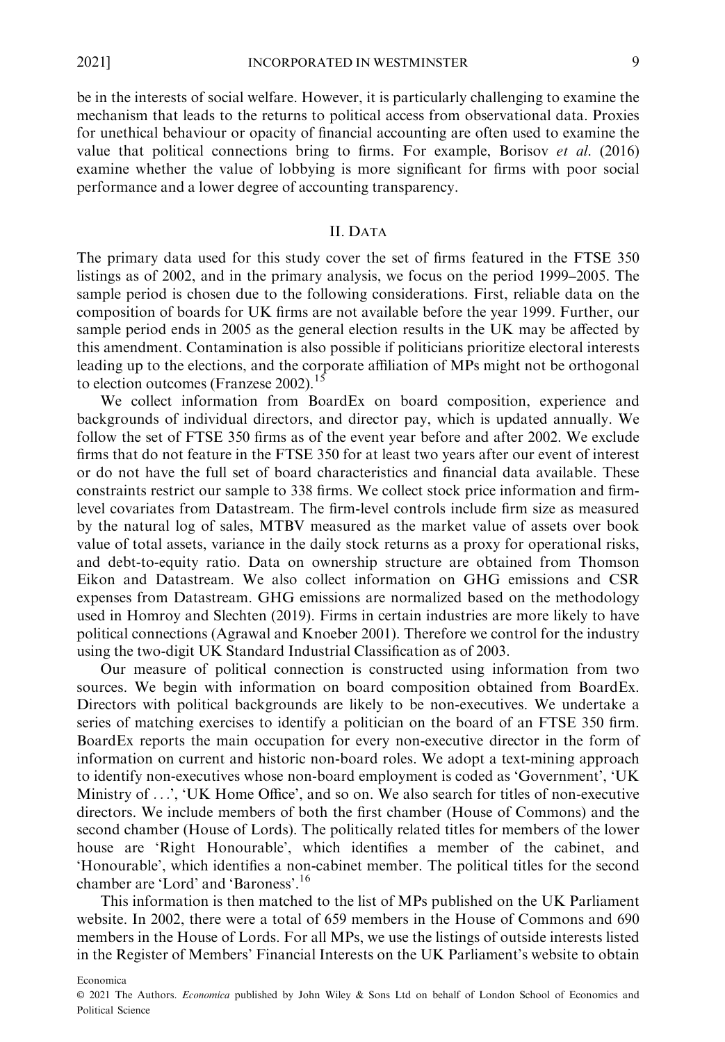be in the interests of social welfare. However, it is particularly challenging to examine the mechanism that leads to the returns to political access from observational data. Proxies for unethical behaviour or opacity of financial accounting are often used to examine the value that political connections bring to firms. For example, Borisov *et al.* (2016) examine whether the value of lobbying is more significant for firms with poor social performance and a lower degree of accounting transparency.

## II. Data

The primary data used for this study cover the set of firms featured in the FTSE 350 listings as of 2002, and in the primary analysis, we focus on the period 1999–2005. The sample period is chosen due to the following considerations. First, reliable data on the composition of boards for UK firms are not available before the year 1999. Further, our sample period ends in 2005 as the general election results in the UK may be affected by this amendment. Contamination is also possible if politicians prioritize electoral interests leading up to the elections, and the corporate affiliation of MPs might not be orthogonal to election outcomes (Franzese 2002).[15]

We collect information from BoardEx on board composition, experience and backgrounds of individual directors, and director pay, which is updated annually. We follow the set of FTSE 350 firms as of the event year before and after 2002. We exclude firms that do not feature in the FTSE 350 for at least two years after our event of interest or do not have the full set of board characteristics and financial data available. These constraints restrict our sample to 338 firms. We collect stock price information and firm-level covariates from Datastream. The firm-level controls include firm size as measured by the natural log of sales, MTBV measured as the market value of assets over book value of total assets, variance in the daily stock returns as a proxy for operational risks, and debt-to-equity ratio. Data on ownership structure are obtained from Thomson Eikon and Datastream. We also collect information on GHG emissions and CSR expenses from Datastream. GHG emissions are normalized based on the methodology used in Homroy and Slechten (2019). Firms in certain industries are more likely to have political connections (Agrawal and Knoeber 2001). Therefore we control for the industry using the two-digit UK Standard Industrial Classification as of 2003.

Our measure of political connection is constructed using information from two sources. We begin with information on board composition obtained from BoardEx. Directors with political backgrounds are likely to be non-executives. We undertake a series of matching exercises to identify a politician on the board of an FTSE 350 firm. BoardEx reports the main occupation for every non-executive director in the form of information on current and historic non-board roles. We adopt a text-mining approach to identify non-executives whose non-board employment is coded as 'Government', 'UK Ministry of . . .', 'UK Home Office', and so on. We also search for titles of non-executive directors. We include members of both the first chamber (House of Commons) and the second chamber (House of Lords). The politically related titles for members of the lower house are 'Right Honourable', which identifies a member of the cabinet, and 'Honourable', which identifies a non-cabinet member. The political titles for the second chamber are 'Lord' and 'Baroness'.[16]

This information is then matched to the list of MPs published on the UK Parliament website. In 2002, there were a total of 659 members in the House of Commons and 690 members in the House of Lords. For all MPs, we use the listings of outside interests listed in the Register of Members' Financial Interests on the UK Parliament's website to obtain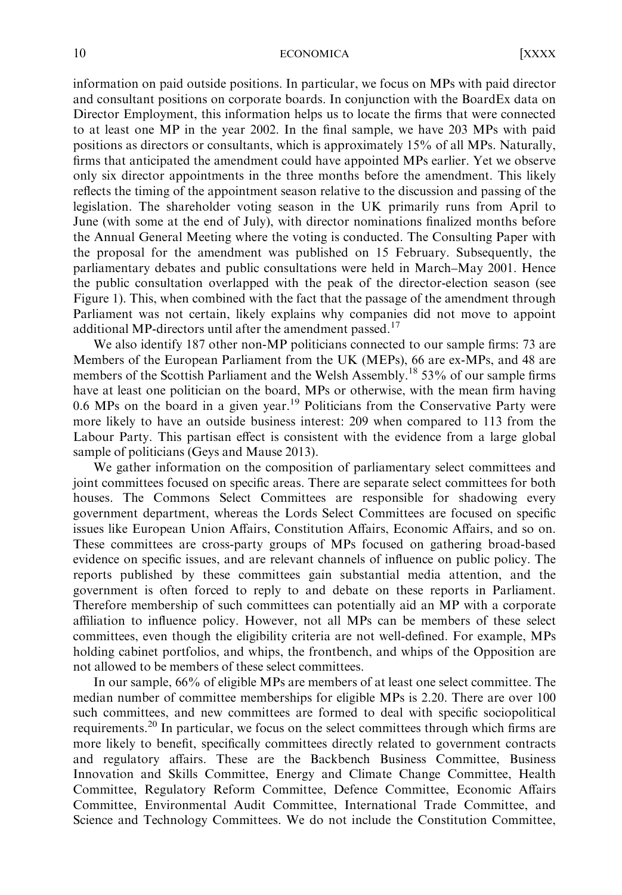information on paid outside positions. In particular, we focus on MPs with paid director and consultant positions on corporate boards. In conjunction with the BoardEx data on Director Employment, this information helps us to locate the firms that were connected to at least one MP in the year 2002. In the final sample, we have 203 MPs with paid positions as directors or consultants, which is approximately 15% of all MPs. Naturally, firms that anticipated the amendment could have appointed MPs earlier. Yet we observe only six director appointments in the three months before the amendment. This likely reflects the timing of the appointment season relative to the discussion and passing of the legislation. The shareholder voting season in the UK primarily runs from April to June (with some at the end of July), with director nominations finalized months before the Annual General Meeting where the voting is conducted. The Consulting Paper with the proposal for the amendment was published on 15 February. Subsequently, the parliamentary debates and public consultations were held in March–May 2001. Hence the public consultation overlapped with the peak of the director-election season (see Figure 1). This, when combined with the fact that the passage of the amendment through Parliament was not certain, likely explains why companies did not move to appoint additional MP-directors until after the amendment passed.[17]

We also identify 187 other non-MP politicians connected to our sample firms: 73 are Members of the European Parliament from the UK (MEPs), 66 are ex-MPs, and 48 are members of the Scottish Parliament and the Welsh Assembly.[18] 53% of our sample firms have at least one politician on the board, MPs or otherwise, with the mean firm having 0.6 MPs on the board in a given year.[19] Politicians from the Conservative Party were more likely to have an outside business interest: 209 when compared to 113 from the Labour Party. This partisan effect is consistent with the evidence from a large global sample of politicians (Geys and Mause 2013).

We gather information on the composition of parliamentary select committees and joint committees focused on specific areas. There are separate select committees for both houses. The Commons Select Committees are responsible for shadowing every government department, whereas the Lords Select Committees are focused on specific issues like European Union Affairs, Constitution Affairs, Economic Affairs, and so on. These committees are cross-party groups of MPs focused on gathering broad-based evidence on specific issues, and are relevant channels of influence on public policy. The reports published by these committees gain substantial media attention, and the government is often forced to reply to and debate on these reports in Parliament. Therefore membership of such committees can potentially aid an MP with a corporate affiliation to influence policy. However, not all MPs can be members of these select committees, even though the eligibility criteria are not well-defined. For example, MPs holding cabinet portfolios, and whips, the frontbench, and whips of the Opposition are not allowed to be members of these select committees.

In our sample, 66% of eligible MPs are members of at least one select committee. The median number of committee memberships for eligible MPs is 2.20. There are over 100 such committees, and new committees are formed to deal with specific sociopolitical requirements.[20] In particular, we focus on the select committees through which firms are more likely to benefit, specifically committees directly related to government contracts and regulatory affairs. These are the Backbench Business Committee, Business Innovation and Skills Committee, Energy and Climate Change Committee, Health Committee, Regulatory Reform Committee, Defence Committee, Economic Affairs Committee, Environmental Audit Committee, International Trade Committee, and Science and Technology Committees. We do not include the Constitution Committee,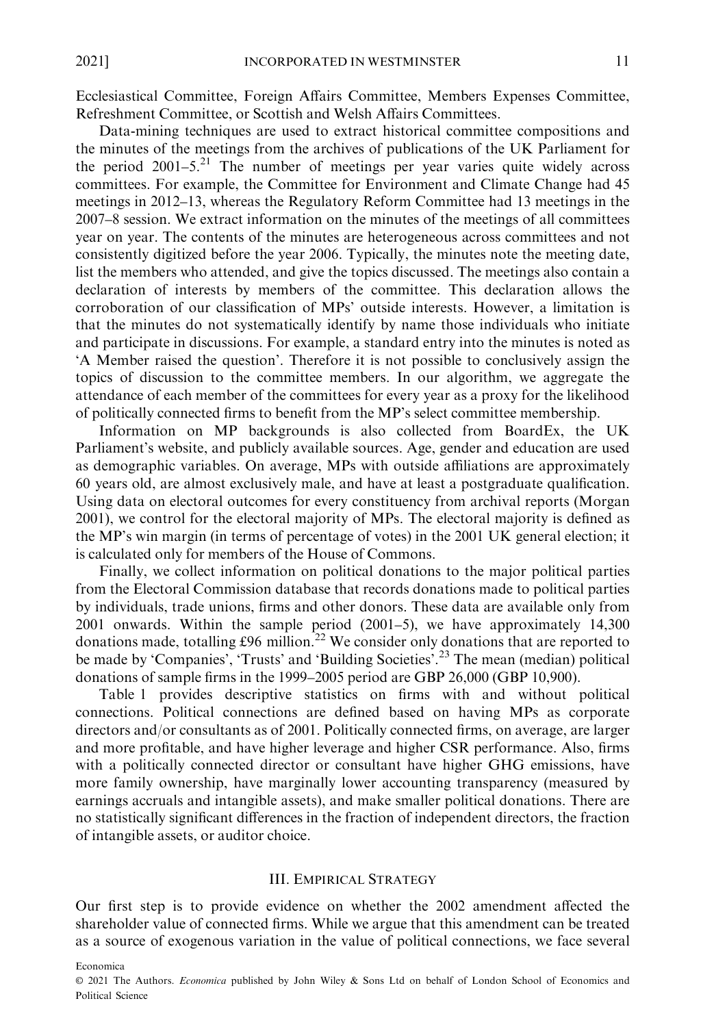Ecclesiastical Committee, Foreign Affairs Committee, Members Expenses Committee, Refreshment Committee, or Scottish and Welsh Affairs Committees.

Data-mining techniques are used to extract historical committee compositions and the minutes of the meetings from the archives of publications of the UK Parliament for the period 2001–5.[21] The number of meetings per year varies quite widely across committees. For example, the Committee for Environment and Climate Change had 45 meetings in 2012–13, whereas the Regulatory Reform Committee had 13 meetings in the 2007–8 session. We extract information on the minutes of the meetings of all committees year on year. The contents of the minutes are heterogeneous across committees and not consistently digitized before the year 2006. Typically, the minutes note the meeting date, list the members who attended, and give the topics discussed. The meetings also contain a declaration of interests by members of the committee. This declaration allows the corroboration of our classification of MPs' outside interests. However, a limitation is that the minutes do not systematically identify by name those individuals who initiate and participate in discussions. For example, a standard entry into the minutes is noted as 'A Member raised the question'. Therefore it is not possible to conclusively assign the topics of discussion to the committee members. In our algorithm, we aggregate the attendance of each member of the committees for every year as a proxy for the likelihood of politically connected firms to benefit from the MP's select committee membership.

Information on MP backgrounds is also collected from BoardEx, the UK Parliament's website, and publicly available sources. Age, gender and education are used as demographic variables. On average, MPs with outside affiliations are approximately 60 years old, are almost exclusively male, and have at least a postgraduate qualification. Using data on electoral outcomes for every constituency from archival reports (Morgan 2001), we control for the electoral majority of MPs. The electoral majority is defined as the MP's win margin (in terms of percentage of votes) in the 2001 UK general election; it is calculated only for members of the House of Commons.

Finally, we collect information on political donations to the major political parties from the Electoral Commission database that records donations made to political parties by individuals, trade unions, firms and other donors. These data are available only from 2001 onwards. Within the sample period (2001–5), we have approximately 14,300 donations made, totalling £96 million.[22] We consider only donations that are reported to be made by 'Companies', 'Trusts' and 'Building Societies'.[23] The mean (median) political donations of sample firms in the 1999–2005 period are GBP 26,000 (GBP 10,900).

Table 1 provides descriptive statistics on firms with and without political connections. Political connections are defined based on having MPs as corporate directors and/or consultants as of 2001. Politically connected firms, on average, are larger and more profitable, and have higher leverage and higher CSR performance. Also, firms with a politically connected director or consultant have higher GHG emissions, have more family ownership, have marginally lower accounting transparency (measured by earnings accruals and intangible assets), and make smaller political donations. There are no statistically significant differences in the fraction of independent directors, the fraction of intangible assets, or auditor choice.

## III. Empirical Strategy

Our first step is to provide evidence on whether the 2002 amendment affected the shareholder value of connected firms. While we argue that this amendment can be treated as a source of exogenous variation in the value of political connections, we face several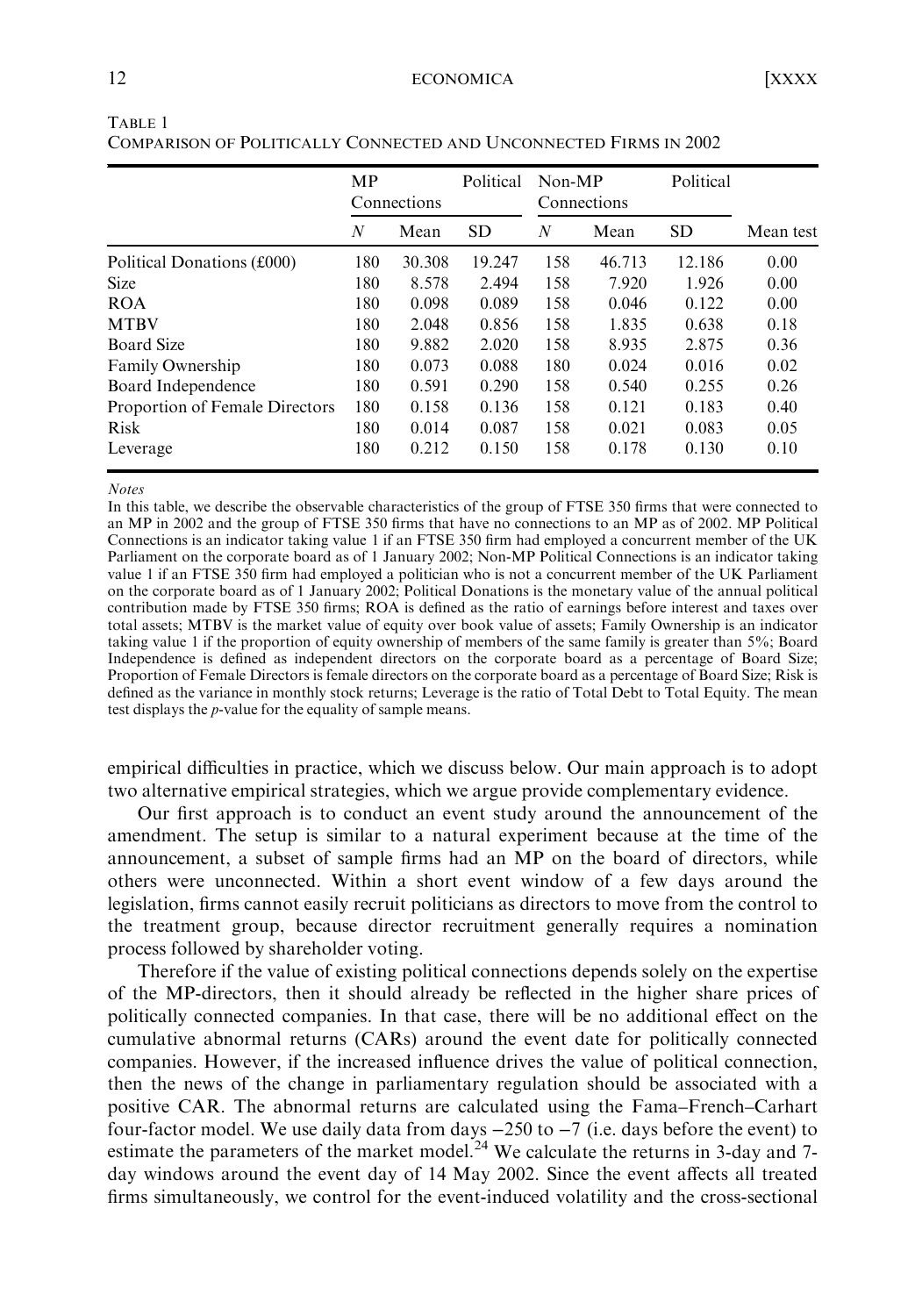TABLE 1
COMPARISON OF POLITICALLY CONNECTED AND UNCONNECTED FIRMS IN 2002

| | MP Political Connections | | | Non-MP Political Connections | | | |
|---|---|---|---|---|---|---|---|
| | $N$ | Mean | SD | $N$ | Mean | SD | Mean test |
| Political Donations (£000) | 180 | 30.308 | 19.247 | 158 | 46.713 | 12.186 | 0.00 |
| Size | 180 | 8.578 | 2.494 | 158 | 7.920 | 1.926 | 0.00 |
| ROA | 180 | 0.098 | 0.089 | 158 | 0.046 | 0.122 | 0.00 |
| MTBV | 180 | 2.048 | 0.856 | 158 | 1.835 | 0.638 | 0.18 |
| Board Size | 180 | 9.882 | 2.020 | 158 | 8.935 | 2.875 | 0.36 |
| Family Ownership | 180 | 0.073 | 0.088 | 180 | 0.024 | 0.016 | 0.02 |
| Board Independence | 180 | 0.591 | 0.290 | 158 | 0.540 | 0.255 | 0.26 |
| Proportion of Female Directors | 180 | 0.158 | 0.136 | 158 | 0.121 | 0.183 | 0.40 |
| Risk | 180 | 0.014 | 0.087 | 158 | 0.021 | 0.083 | 0.05 |
| Leverage | 180 | 0.212 | 0.150 | 158 | 0.178 | 0.130 | 0.10 |

*Notes*

In this table, we describe the observable characteristics of the group of FTSE 350 firms that were connected to an MP in 2002 and the group of FTSE 350 firms that have no connections to an MP as of 2002. MP Political Connections is an indicator taking value 1 if an FTSE 350 firm had employed a concurrent member of the UK Parliament on the corporate board as of 1 January 2002; Non-MP Political Connections is an indicator taking value 1 if an FTSE 350 firm had employed a politician who is not a concurrent member of the UK Parliament on the corporate board as of 1 January 2002; Political Donations is the monetary value of the annual political contribution made by FTSE 350 firms; ROA is defined as the ratio of earnings before interest and taxes over total assets; MTBV is the market value of equity over book value of assets; Family Ownership is an indicator taking value 1 if the proportion of equity ownership of members of the same family is greater than 5%; Board Independence is defined as independent directors on the corporate board as a percentage of Board Size; Proportion of Female Directors is female directors on the corporate board as a percentage of Board Size; Risk is defined as the variance in monthly stock returns; Leverage is the ratio of Total Debt to Total Equity. The mean test displays the $p$-value for the equality of sample means.

empirical difficulties in practice, which we discuss below. Our main approach is to adopt two alternative empirical strategies, which we argue provide complementary evidence.

Our first approach is to conduct an event study around the announcement of the amendment. The setup is similar to a natural experiment because at the time of the announcement, a subset of sample firms had an MP on the board of directors, while others were unconnected. Within a short event window of a few days around the legislation, firms cannot easily recruit politicians as directors to move from the control to the treatment group, because director recruitment generally requires a nomination process followed by shareholder voting.

Therefore if the value of existing political connections depends solely on the expertise of the MP-directors, then it should already be reflected in the higher share prices of politically connected companies. In that case, there will be no additional effect on the cumulative abnormal returns (CARs) around the event date for politically connected companies. However, if the increased influence drives the value of political connection, then the news of the change in parliamentary regulation should be associated with a positive CAR. The abnormal returns are calculated using the Fama–French–Carhart four-factor model. We use daily data from days −250 to −7 (i.e. days before the event) to estimate the parameters of the market model.[24] We calculate the returns in 3-day and 7-day windows around the event day of 14 May 2002. Since the event affects all treated firms simultaneously, we control for the event-induced volatility and the cross-sectional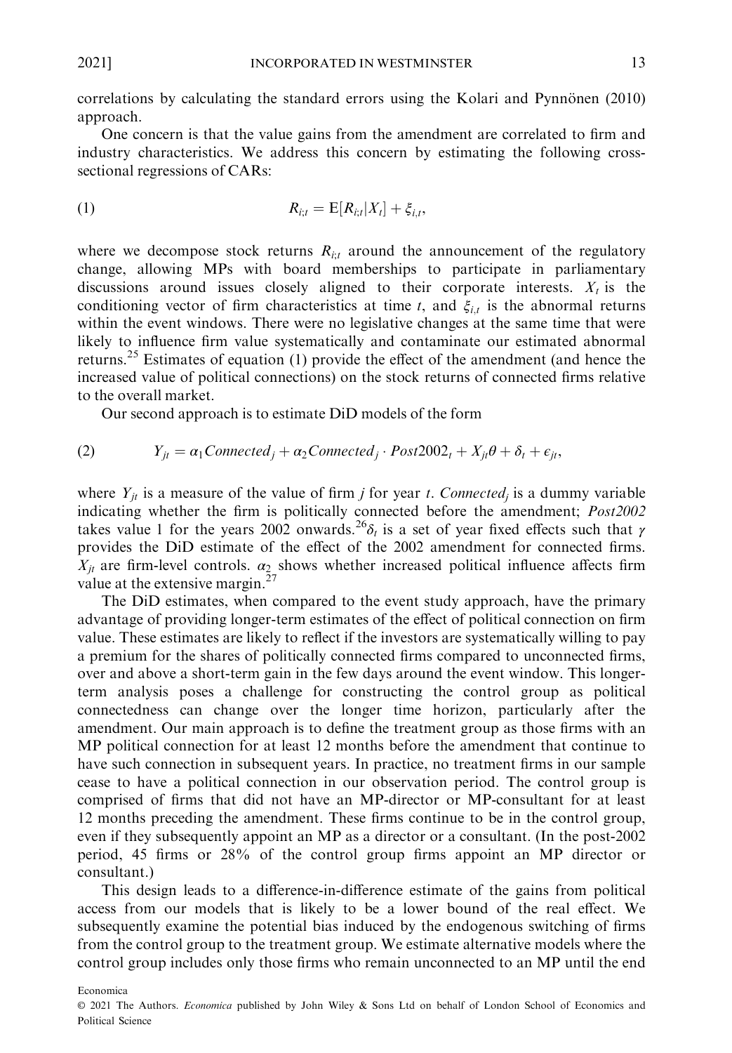correlations by calculating the standard errors using the Kolari and Pynnönen (2010) approach.

One concern is that the value gains from the amendment are correlated to firm and industry characteristics. We address this concern by estimating the following cross-sectional regressions of CARs:

$$R_{i;t} = \mathrm{E}[R_{i;t}|X_t] + \xi_{i,t}, \tag{1}$$

where we decompose stock returns $R_{i;t}$ around the announcement of the regulatory change, allowing MPs with board memberships to participate in parliamentary discussions around issues closely aligned to their corporate interests. $X_t$ is the conditioning vector of firm characteristics at time $t$, and $\xi_{i,t}$ is the abnormal returns within the event windows. There were no legislative changes at the same time that were likely to influence firm value systematically and contaminate our estimated abnormal returns.[25] Estimates of equation (1) provide the effect of the amendment (and hence the increased value of political connections) on the stock returns of connected firms relative to the overall market.

Our second approach is to estimate DiD models of the form

$$Y_{jt} = \alpha_1 Connected_j + \alpha_2 Connected_j \cdot Post2002_t + X_{jt}\theta + \delta_t + \epsilon_{jt}, \tag{2}$$

where $Y_{jt}$ is a measure of the value of firm $j$ for year $t$. $Connected_j$ is a dummy variable indicating whether the firm is politically connected before the amendment; *Post2002* takes value 1 for the years 2002 onwards.[26] $\delta_t$ is a set of year fixed effects such that $\gamma$ provides the DiD estimate of the effect of the 2002 amendment for connected firms. $X_{jt}$ are firm-level controls. $\alpha_2$ shows whether increased political influence affects firm value at the extensive margin.[27]

The DiD estimates, when compared to the event study approach, have the primary advantage of providing longer-term estimates of the effect of political connection on firm value. These estimates are likely to reflect if the investors are systematically willing to pay a premium for the shares of politically connected firms compared to unconnected firms, over and above a short-term gain in the few days around the event window. This longer-term analysis poses a challenge for constructing the control group as political connectedness can change over the longer time horizon, particularly after the amendment. Our main approach is to define the treatment group as those firms with an MP political connection for at least 12 months before the amendment that continue to have such connection in subsequent years. In practice, no treatment firms in our sample cease to have a political connection in our observation period. The control group is comprised of firms that did not have an MP-director or MP-consultant for at least 12 months preceding the amendment. These firms continue to be in the control group, even if they subsequently appoint an MP as a director or a consultant. (In the post-2002 period, 45 firms or 28% of the control group firms appoint an MP director or consultant.)

This design leads to a difference-in-difference estimate of the gains from political access from our models that is likely to be a lower bound of the real effect. We subsequently examine the potential bias induced by the endogenous switching of firms from the control group to the treatment group. We estimate alternative models where the control group includes only those firms who remain unconnected to an MP until the end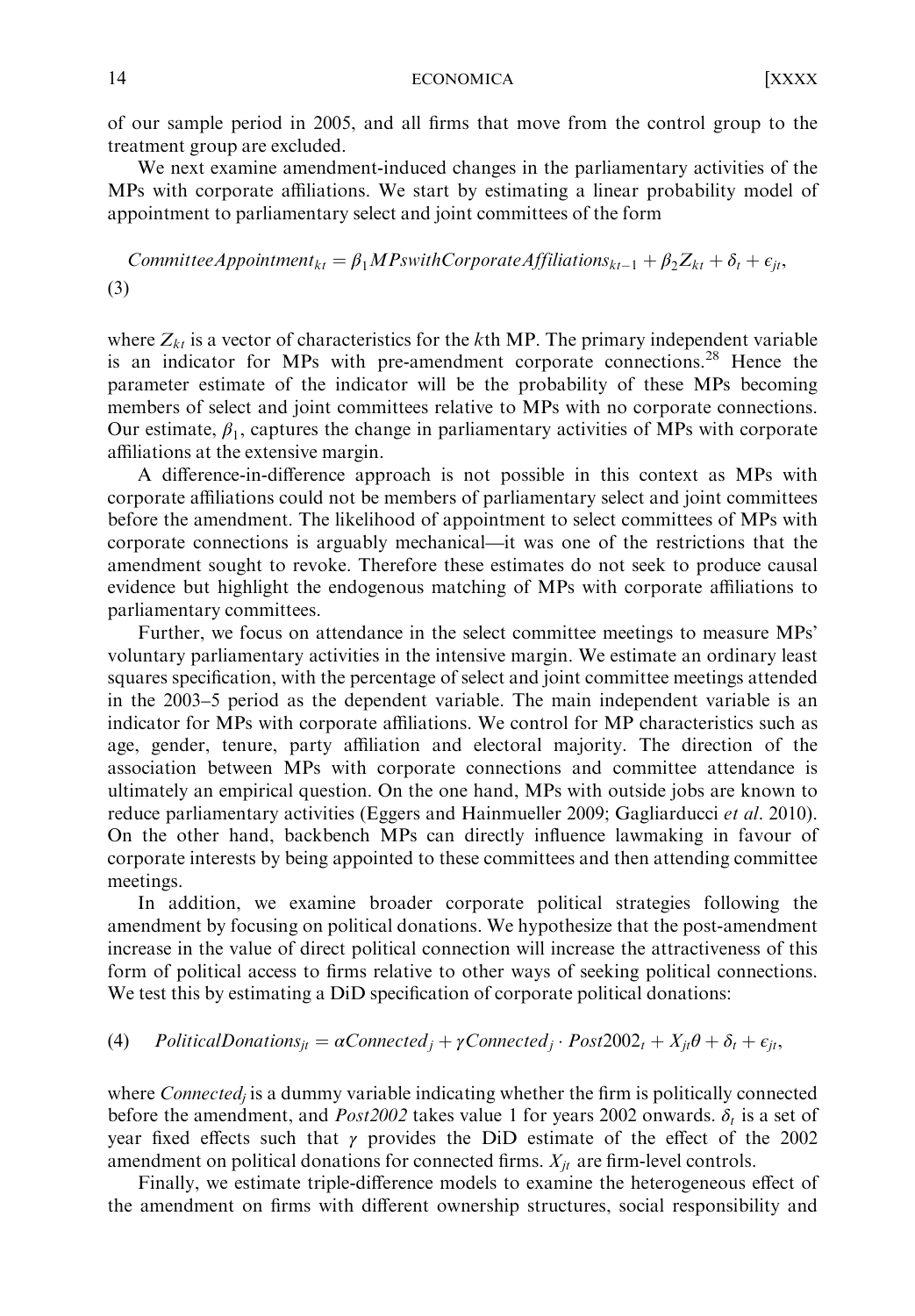of our sample period in 2005, and all firms that move from the control group to the treatment group are excluded.

We next examine amendment-induced changes in the parliamentary activities of the MPs with corporate affiliations. We start by estimating a linear probability model of appointment to parliamentary select and joint committees of the form

$$CommitteeAppointment_{kt} = \beta_1 MPswithCorporateAffiliations_{kt-1} + \beta_2 Z_{kt} + \delta_t + \epsilon_{jt}, \tag{3}$$

where $Z_{kt}$ is a vector of characteristics for the $k$th MP. The primary independent variable is an indicator for MPs with pre-amendment corporate connections.[28] Hence the parameter estimate of the indicator will be the probability of these MPs becoming members of select and joint committees relative to MPs with no corporate connections. Our estimate, $\beta_1$, captures the change in parliamentary activities of MPs with corporate affiliations at the extensive margin.

A difference-in-difference approach is not possible in this context as MPs with corporate affiliations could not be members of parliamentary select and joint committees before the amendment. The likelihood of appointment to select committees of MPs with corporate connections is arguably mechanical—it was one of the restrictions that the amendment sought to revoke. Therefore these estimates do not seek to produce causal evidence but highlight the endogenous matching of MPs with corporate affiliations to parliamentary committees.

Further, we focus on attendance in the select committee meetings to measure MPs' voluntary parliamentary activities in the intensive margin. We estimate an ordinary least squares specification, with the percentage of select and joint committee meetings attended in the 2003–5 period as the dependent variable. The main independent variable is an indicator for MPs with corporate affiliations. We control for MP characteristics such as age, gender, tenure, party affiliation and electoral majority. The direction of the association between MPs with corporate connections and committee attendance is ultimately an empirical question. On the one hand, MPs with outside jobs are known to reduce parliamentary activities (Eggers and Hainmueller 2009; Gagliarducci *et al*. 2010). On the other hand, backbench MPs can directly influence lawmaking in favour of corporate interests by being appointed to these committees and then attending committee meetings.

In addition, we examine broader corporate political strategies following the amendment by focusing on political donations. We hypothesize that the post-amendment increase in the value of direct political connection will increase the attractiveness of this form of political access to firms relative to other ways of seeking political connections. We test this by estimating a DiD specification of corporate political donations:

$$PoliticalDonations_{jt} = \alpha Connected_j + \gamma Connected_j \cdot Post2002_t + X_{jt}\theta + \delta_t + \epsilon_{jt}, \tag{4}$$

where $Connected_j$ is a dummy variable indicating whether the firm is politically connected before the amendment, and *Post2002* takes value 1 for years 2002 onwards. $\delta_t$ is a set of year fixed effects such that $\gamma$ provides the DiD estimate of the effect of the 2002 amendment on political donations for connected firms. $X_{jt}$ are firm-level controls.

Finally, we estimate triple-difference models to examine the heterogeneous effect of the amendment on firms with different ownership structures, social responsibility and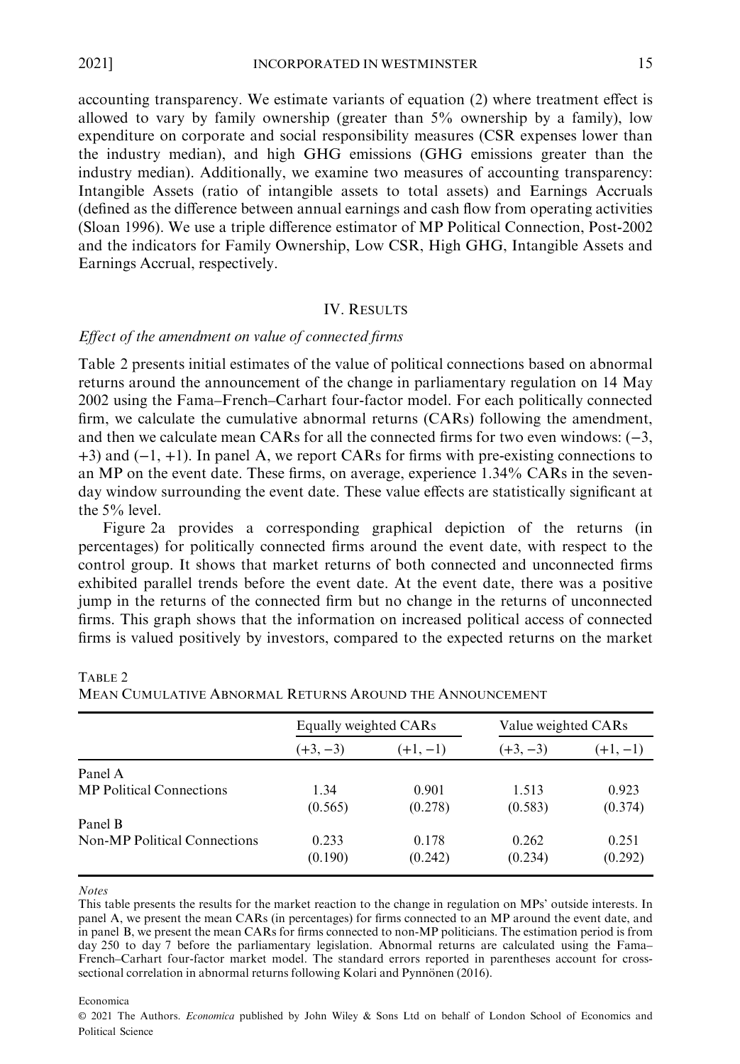accounting transparency. We estimate variants of equation (2) where treatment effect is allowed to vary by family ownership (greater than 5% ownership by a family), low expenditure on corporate and social responsibility measures (CSR expenses lower than the industry median), and high GHG emissions (GHG emissions greater than the industry median). Additionally, we examine two measures of accounting transparency: Intangible Assets (ratio of intangible assets to total assets) and Earnings Accruals (defined as the difference between annual earnings and cash flow from operating activities (Sloan 1996). We use a triple difference estimator of MP Political Connection, Post-2002 and the indicators for Family Ownership, Low CSR, High GHG, Intangible Assets and Earnings Accrual, respectively.

## IV. Results

### *Effect of the amendment on value of connected firms*

Table 2 presents initial estimates of the value of political connections based on abnormal returns around the announcement of the change in parliamentary regulation on 14 May 2002 using the Fama–French–Carhart four-factor model. For each politically connected firm, we calculate the cumulative abnormal returns (CARs) following the amendment, and then we calculate mean CARs for all the connected firms for two even windows: (−3, +3) and (−1, +1). In panel A, we report CARs for firms with pre-existing connections to an MP on the event date. These firms, on average, experience 1.34% CARs in the seven-day window surrounding the event date. These value effects are statistically significant at the 5% level.

Figure 2a provides a corresponding graphical depiction of the returns (in percentages) for politically connected firms around the event date, with respect to the control group. It shows that market returns of both connected and unconnected firms exhibited parallel trends before the event date. At the event date, there was a positive jump in the returns of the connected firm but no change in the returns of unconnected firms. This graph shows that the information on increased political access of connected firms is valued positively by investors, compared to the expected returns on the market

Table 2
Mean Cumulative Abnormal Returns Around the Announcement

| | Equally weighted CARs | | Value weighted CARs | |
|---|---|---|---|---|
| | (+3, −3) | (+1, −1) | (+3, −3) | (+1, −1) |
| Panel A | | | | |
| MP Political Connections | 1.34 | 0.901 | 1.513 | 0.923 |
| | (0.565) | (0.278) | (0.583) | (0.374) |
| Panel B | | | | |
| Non-MP Political Connections | 0.233 | 0.178 | 0.262 | 0.251 |
| | (0.190) | (0.242) | (0.234) | (0.292) |

*Notes*

This table presents the results for the market reaction to the change in regulation on MPs' outside interests. In panel A, we present the mean CARs (in percentages) for firms connected to an MP around the event date, and in panel B, we present the mean CARs for firms connected to non-MP politicians. The estimation period is from day 250 to day 7 before the parliamentary legislation. Abnormal returns are calculated using the Fama–French–Carhart four-factor market model. The standard errors reported in parentheses account for cross-sectional correlation in abnormal returns following Kolari and Pynnönen (2016).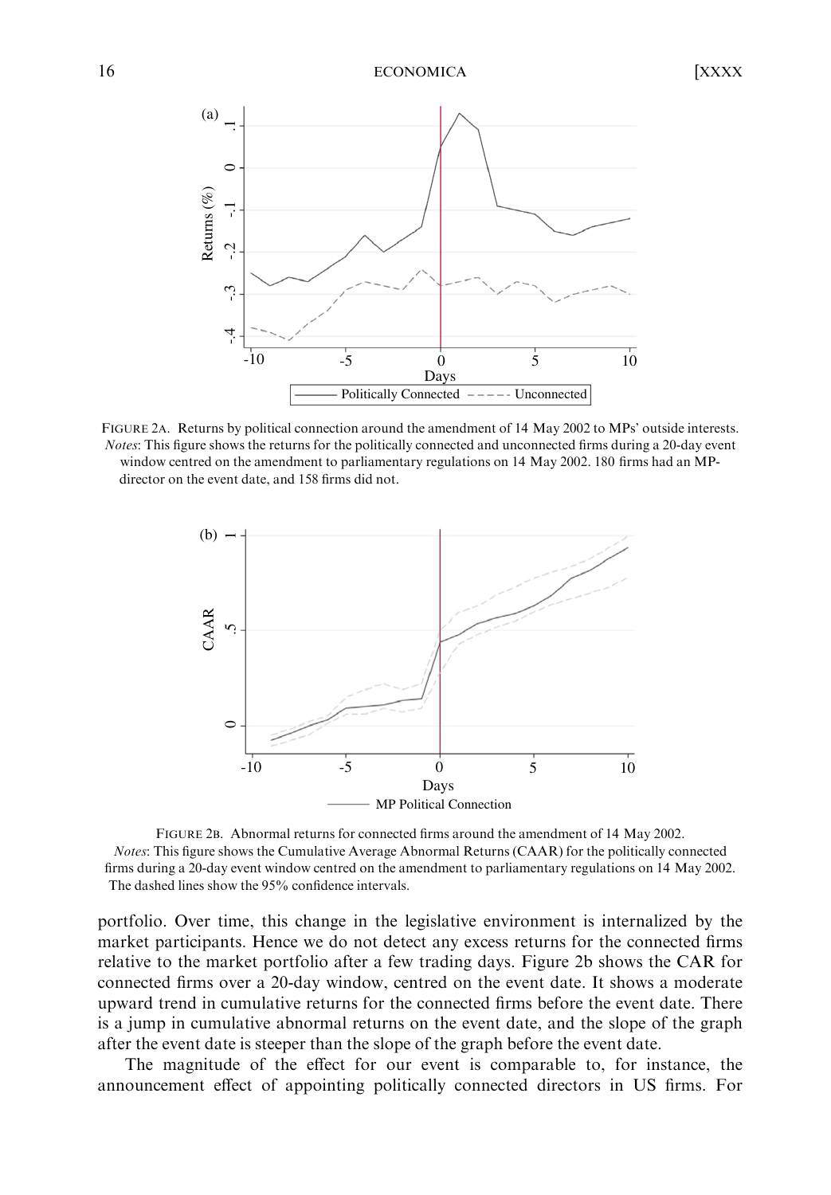FIGURE 2A. Returns by political connection around the amendment of 14 May 2002 to MPs' outside interests. *Notes*: This figure shows the returns for the politically connected and unconnected firms during a 20-day event window centred on the amendment to parliamentary regulations on 14 May 2002. 180 firms had an MP-director on the event date, and 158 firms did not.

FIGURE 2B. Abnormal returns for connected firms around the amendment of 14 May 2002. *Notes*: This figure shows the Cumulative Average Abnormal Returns (CAAR) for the politically connected firms during a 20-day event window centred on the amendment to parliamentary regulations on 14 May 2002. The dashed lines show the 95% confidence intervals.

portfolio. Over time, this change in the legislative environment is internalized by the market participants. Hence we do not detect any excess returns for the connected firms relative to the market portfolio after a few trading days. Figure 2b shows the CAR for connected firms over a 20-day window, centred on the event date. It shows a moderate upward trend in cumulative returns for the connected firms before the event date. There is a jump in cumulative abnormal returns on the event date, and the slope of the graph after the event date is steeper than the slope of the graph before the event date.

The magnitude of the effect for our event is comparable to, for instance, the announcement effect of appointing politically connected directors in US firms. For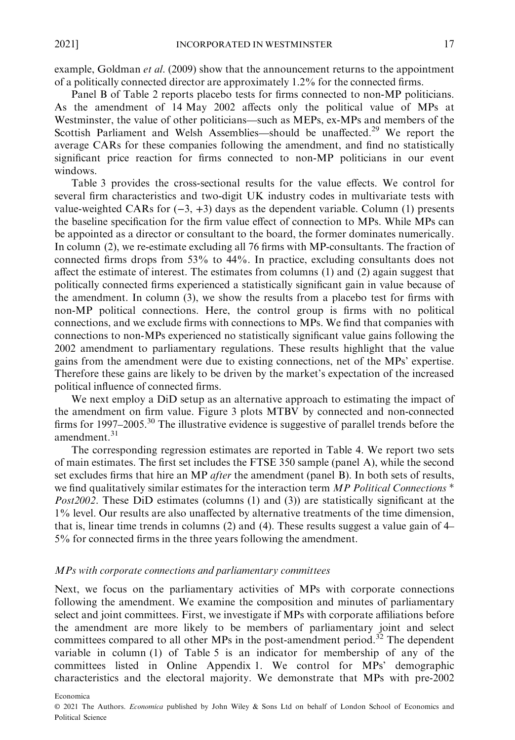example, Goldman *et al*. (2009) show that the announcement returns to the appointment of a politically connected director are approximately 1.2% for the connected firms.

Panel B of Table 2 reports placebo tests for firms connected to non-MP politicians. As the amendment of 14 May 2002 affects only the political value of MPs at Westminster, the value of other politicians—such as MEPs, ex-MPs and members of the Scottish Parliament and Welsh Assemblies—should be unaffected.[29] We report the average CARs for these companies following the amendment, and find no statistically significant price reaction for firms connected to non-MP politicians in our event windows.

Table 3 provides the cross-sectional results for the value effects. We control for several firm characteristics and two-digit UK industry codes in multivariate tests with value-weighted CARs for (−3, +3) days as the dependent variable. Column (1) presents the baseline specification for the firm value effect of connection to MPs. While MPs can be appointed as a director or consultant to the board, the former dominates numerically. In column (2), we re-estimate excluding all 76 firms with MP-consultants. The fraction of connected firms drops from 53% to 44%. In practice, excluding consultants does not affect the estimate of interest. The estimates from columns (1) and (2) again suggest that politically connected firms experienced a statistically significant gain in value because of the amendment. In column (3), we show the results from a placebo test for firms with non-MP political connections. Here, the control group is firms with no political connections, and we exclude firms with connections to MPs. We find that companies with connections to non-MPs experienced no statistically significant value gains following the 2002 amendment to parliamentary regulations. These results highlight that the value gains from the amendment were due to existing connections, net of the MPs' expertise. Therefore these gains are likely to be driven by the market's expectation of the increased political influence of connected firms.

We next employ a DiD setup as an alternative approach to estimating the impact of the amendment on firm value. Figure 3 plots MTBV by connected and non-connected firms for 1997–2005.[30] The illustrative evidence is suggestive of parallel trends before the amendment.[31]

The corresponding regression estimates are reported in Table 4. We report two sets of main estimates. The first set includes the FTSE 350 sample (panel A), while the second set excludes firms that hire an MP *after* the amendment (panel B). In both sets of results, we find qualitatively similar estimates for the interaction term *MP Political Connections \* Post2002*. These DiD estimates (columns (1) and (3)) are statistically significant at the 1% level. Our results are also unaffected by alternative treatments of the time dimension, that is, linear time trends in columns (2) and (4). These results suggest a value gain of 4–5% for connected firms in the three years following the amendment.

### *MPs with corporate connections and parliamentary committees*

Next, we focus on the parliamentary activities of MPs with corporate connections following the amendment. We examine the composition and minutes of parliamentary select and joint committees. First, we investigate if MPs with corporate affiliations before the amendment are more likely to be members of parliamentary joint and select committees compared to all other MPs in the post-amendment period.[32] The dependent variable in column (1) of Table 5 is an indicator for membership of any of the committees listed in Online Appendix 1. We control for MPs' demographic characteristics and the electoral majority. We demonstrate that MPs with pre-2002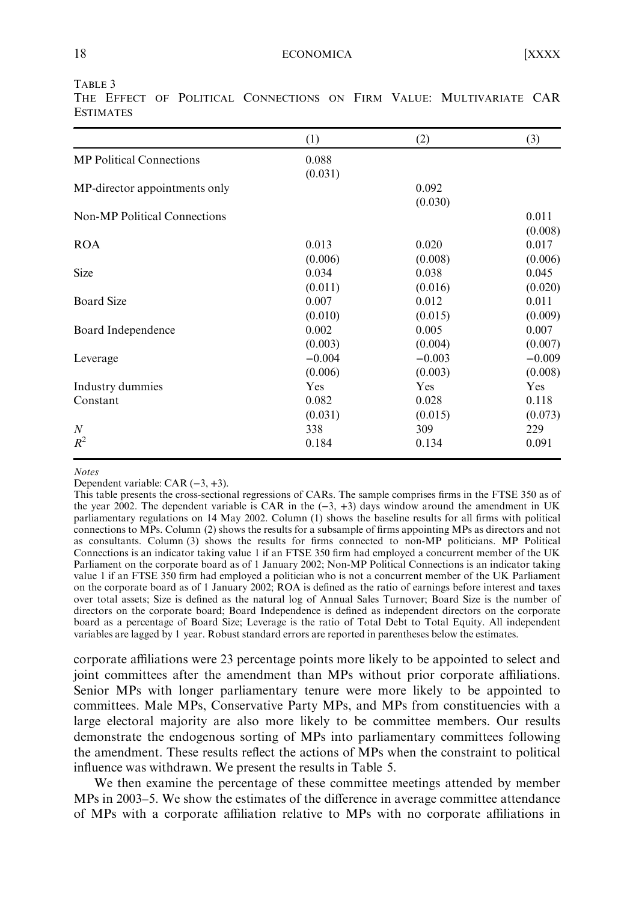TABLE 3

THE EFFECT OF POLITICAL CONNECTIONS ON FIRM VALUE: MULTIVARIATE CAR ESTIMATES

| | (1) | (2) | (3) |
|---|---|---|---|
| MP Political Connections | 0.088 | | |
| | (0.031) | | |
| MP-director appointments only | | 0.092 | |
| | | (0.030) | |
| Non-MP Political Connections | | | 0.011 |
| | | | (0.008) |
| ROA | 0.013 | 0.020 | 0.017 |
| | (0.006) | (0.008) | (0.006) |
| Size | 0.034 | 0.038 | 0.045 |
| | (0.011) | (0.016) | (0.020) |
| Board Size | 0.007 | 0.012 | 0.011 |
| | (0.010) | (0.015) | (0.009) |
| Board Independence | 0.002 | 0.005 | 0.007 |
| | (0.003) | (0.004) | (0.007) |
| Leverage | −0.004 | −0.003 | −0.009 |
| | (0.006) | (0.003) | (0.008) |
| Industry dummies | Yes | Yes | Yes |
| Constant | 0.082 | 0.028 | 0.118 |
| | (0.031) | (0.015) | (0.073) |
| $N$ | 338 | 309 | 229 |
| $R^2$ | 0.184 | 0.134 | 0.091 |

*Notes*

Dependent variable: CAR (−3, +3).

This table presents the cross-sectional regressions of CARs. The sample comprises firms in the FTSE 350 as of the year 2002. The dependent variable is CAR in the (−3, +3) days window around the amendment in UK parliamentary regulations on 14 May 2002. Column (1) shows the baseline results for all firms with political connections to MPs. Column (2) shows the results for a subsample of firms appointing MPs as directors and not as consultants. Column (3) shows the results for firms connected to non-MP politicians. MP Political Connections is an indicator taking value 1 if an FTSE 350 firm had employed a concurrent member of the UK Parliament on the corporate board as of 1 January 2002; Non-MP Political Connections is an indicator taking value 1 if an FTSE 350 firm had employed a politician who is not a concurrent member of the UK Parliament on the corporate board as of 1 January 2002; ROA is defined as the ratio of earnings before interest and taxes over total assets; Size is defined as the natural log of Annual Sales Turnover; Board Size is the number of directors on the corporate board; Board Independence is defined as independent directors on the corporate board as a percentage of Board Size; Leverage is the ratio of Total Debt to Total Equity. All independent variables are lagged by 1 year. Robust standard errors are reported in parentheses below the estimates.

corporate affiliations were 23 percentage points more likely to be appointed to select and joint committees after the amendment than MPs without prior corporate affiliations. Senior MPs with longer parliamentary tenure were more likely to be appointed to committees. Male MPs, Conservative Party MPs, and MPs from constituencies with a large electoral majority are also more likely to be committee members. Our results demonstrate the endogenous sorting of MPs into parliamentary committees following the amendment. These results reflect the actions of MPs when the constraint to political influence was withdrawn. We present the results in Table 5.

We then examine the percentage of these committee meetings attended by member MPs in 2003–5. We show the estimates of the difference in average committee attendance of MPs with a corporate affiliation relative to MPs with no corporate affiliations in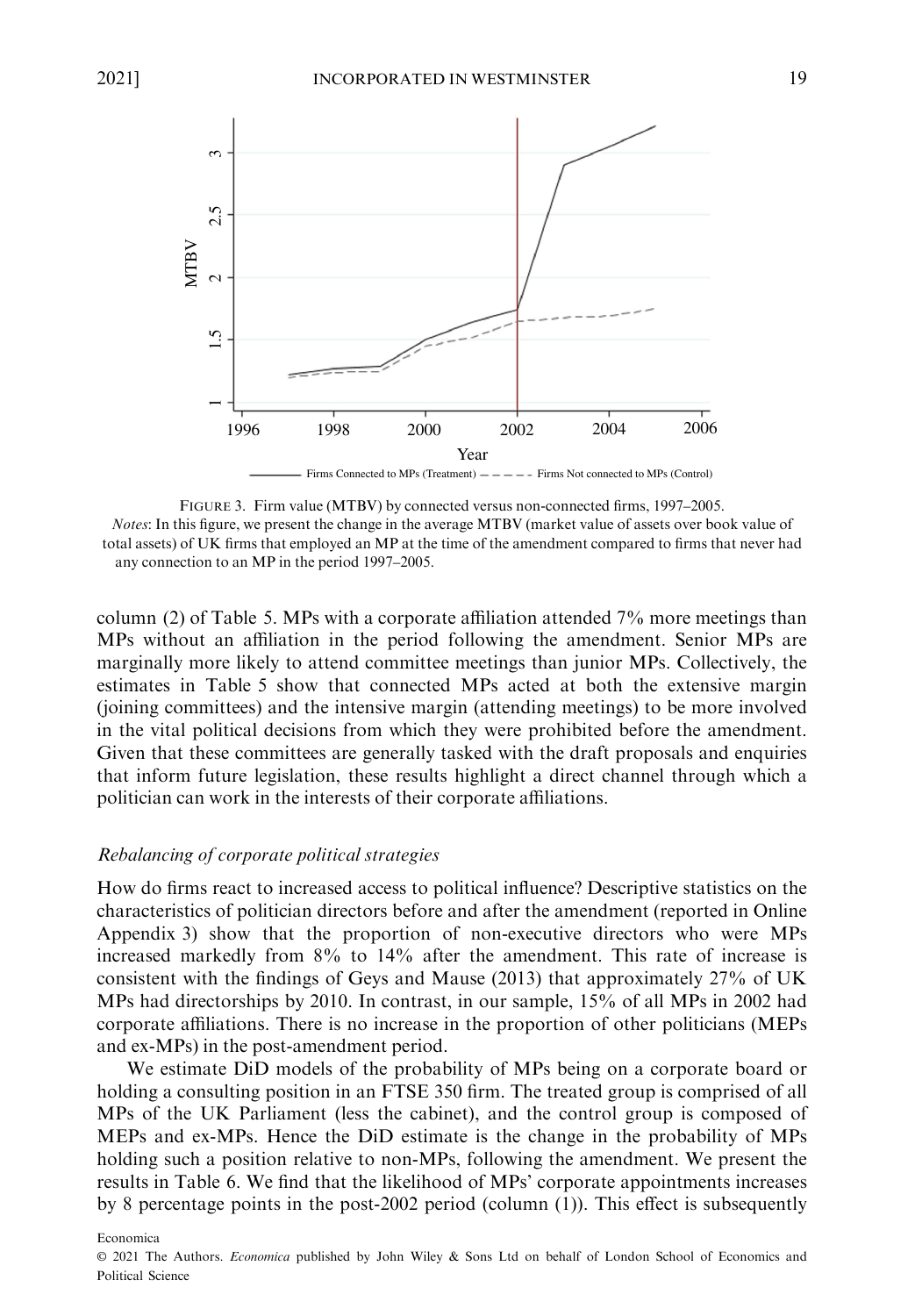FIGURE 3. Firm value (MTBV) by connected versus non-connected firms, 1997–2005.

*Notes*: In this figure, we present the change in the average MTBV (market value of assets over book value of total assets) of UK firms that employed an MP at the time of the amendment compared to firms that never had any connection to an MP in the period 1997–2005.

column (2) of Table 5. MPs with a corporate affiliation attended 7% more meetings than MPs without an affiliation in the period following the amendment. Senior MPs are marginally more likely to attend committee meetings than junior MPs. Collectively, the estimates in Table 5 show that connected MPs acted at both the extensive margin (joining committees) and the intensive margin (attending meetings) to be more involved in the vital political decisions from which they were prohibited before the amendment. Given that these committees are generally tasked with the draft proposals and enquiries that inform future legislation, these results highlight a direct channel through which a politician can work in the interests of their corporate affiliations.

### *Rebalancing of corporate political strategies*

How do firms react to increased access to political influence? Descriptive statistics on the characteristics of politician directors before and after the amendment (reported in Online Appendix 3) show that the proportion of non-executive directors who were MPs increased markedly from 8% to 14% after the amendment. This rate of increase is consistent with the findings of Geys and Mause (2013) that approximately 27% of UK MPs had directorships by 2010. In contrast, in our sample, 15% of all MPs in 2002 had corporate affiliations. There is no increase in the proportion of other politicians (MEPs and ex-MPs) in the post-amendment period.

We estimate DiD models of the probability of MPs being on a corporate board or holding a consulting position in an FTSE 350 firm. The treated group is comprised of all MPs of the UK Parliament (less the cabinet), and the control group is composed of MEPs and ex-MPs. Hence the DiD estimate is the change in the probability of MPs holding such a position relative to non-MPs, following the amendment. We present the results in Table 6. We find that the likelihood of MPs' corporate appointments increases by 8 percentage points in the post-2002 period (column (1)). This effect is subsequently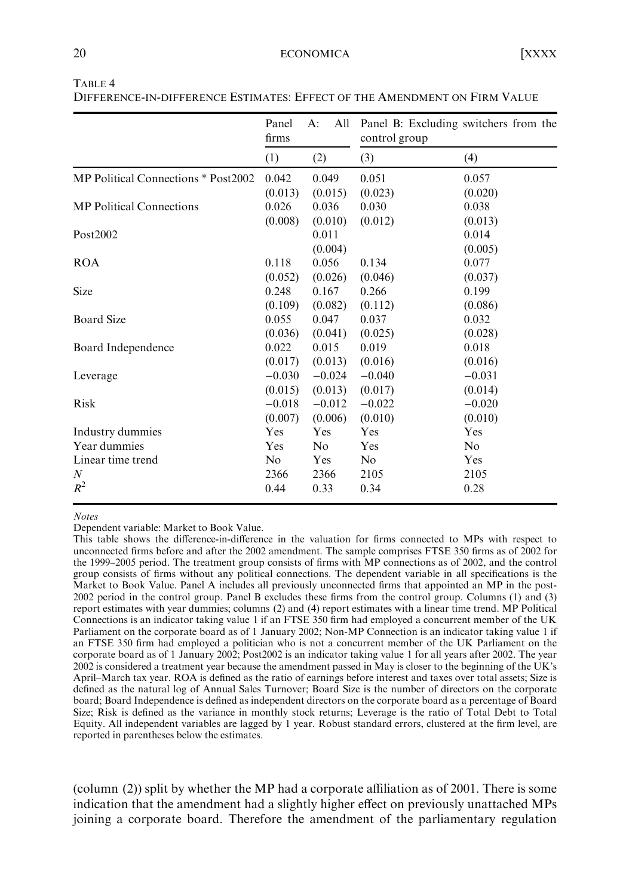TABLE 4
DIFFERENCE-IN-DIFFERENCE ESTIMATES: EFFECT OF THE AMENDMENT ON FIRM VALUE

| | Panel A: All firms | | Panel B: Excluding switchers from the control group | |
|---|---|---|---|---|
| | (1) | (2) | (3) | (4) |
| MP Political Connections * Post2002 | 0.042 | 0.049 | 0.051 | 0.057 |
| | (0.013) | (0.015) | (0.023) | (0.020) |
| MP Political Connections | 0.026 | 0.036 | 0.030 | 0.038 |
| | (0.008) | (0.010) | (0.012) | (0.013) |
| Post2002 | | 0.011 | | 0.014 |
| | | (0.004) | | (0.005) |
| ROA | 0.118 | 0.056 | 0.134 | 0.077 |
| | (0.052) | (0.026) | (0.046) | (0.037) |
| Size | 0.248 | 0.167 | 0.266 | 0.199 |
| | (0.109) | (0.082) | (0.112) | (0.086) |
| Board Size | 0.055 | 0.047 | 0.037 | 0.032 |
| | (0.036) | (0.041) | (0.025) | (0.028) |
| Board Independence | 0.022 | 0.015 | 0.019 | 0.018 |
| | (0.017) | (0.013) | (0.016) | (0.016) |
| Leverage | −0.030 | −0.024 | −0.040 | −0.031 |
| | (0.015) | (0.013) | (0.017) | (0.014) |
| Risk | −0.018 | −0.012 | −0.022 | −0.020 |
| | (0.007) | (0.006) | (0.010) | (0.010) |
| Industry dummies | Yes | Yes | Yes | Yes |
| Year dummies | Yes | No | Yes | No |
| Linear time trend | No | Yes | No | Yes |
| $N$ | 2366 | 2366 | 2105 | 2105 |
| $R^2$ | 0.44 | 0.33 | 0.34 | 0.28 |

*Notes*

Dependent variable: Market to Book Value.

This table shows the difference-in-difference in the valuation for firms connected to MPs with respect to unconnected firms before and after the 2002 amendment. The sample comprises FTSE 350 firms as of 2002 for the 1999–2005 period. The treatment group consists of firms with MP connections as of 2002, and the control group consists of firms without any political connections. The dependent variable in all specifications is the Market to Book Value. Panel A includes all previously unconnected firms that appointed an MP in the post-2002 period in the control group. Panel B excludes these firms from the control group. Columns (1) and (3) report estimates with year dummies; columns (2) and (4) report estimates with a linear time trend. MP Political Connections is an indicator taking value 1 if an FTSE 350 firm had employed a concurrent member of the UK Parliament on the corporate board as of 1 January 2002; Non-MP Connection is an indicator taking value 1 if an FTSE 350 firm had employed a politician who is not a concurrent member of the UK Parliament on the corporate board as of 1 January 2002; Post2002 is an indicator taking value 1 for all years after 2002. The year 2002 is considered a treatment year because the amendment passed in May is closer to the beginning of the UK's April–March tax year. ROA is defined as the ratio of earnings before interest and taxes over total assets; Size is defined as the natural log of Annual Sales Turnover; Board Size is the number of directors on the corporate board; Board Independence is defined as independent directors on the corporate board as a percentage of Board Size; Risk is defined as the variance in monthly stock returns; Leverage is the ratio of Total Debt to Total Equity. All independent variables are lagged by 1 year. Robust standard errors, clustered at the firm level, are reported in parentheses below the estimates.

(column (2)) split by whether the MP had a corporate affiliation as of 2001. There is some indication that the amendment had a slightly higher effect on previously unattached MPs joining a corporate board. Therefore the amendment of the parliamentary regulation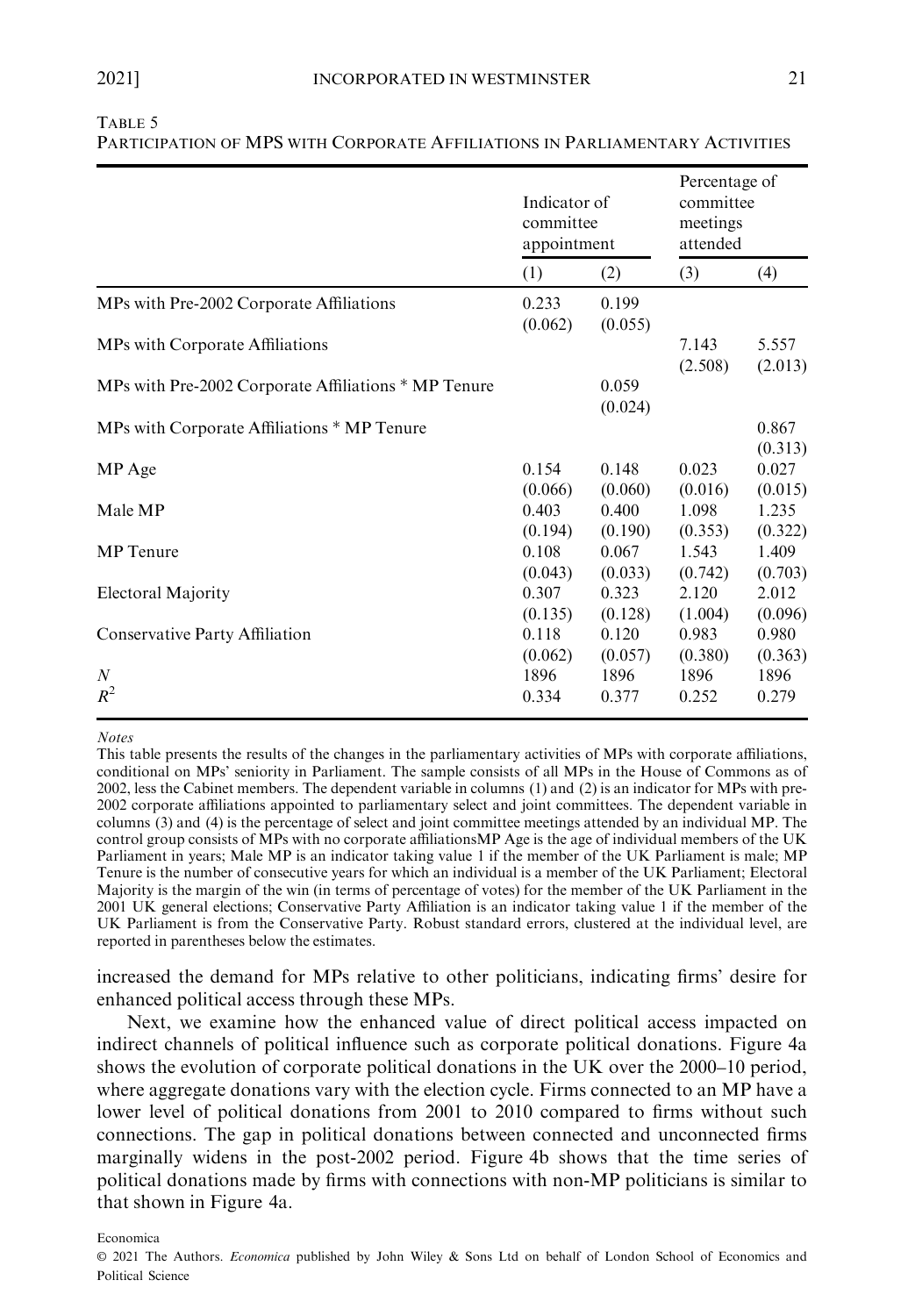TABLE 5

PARTICIPATION OF MPS WITH CORPORATE AFFILIATIONS IN PARLIAMENTARY ACTIVITIES

| | Indicator of committee appointment | | Percentage of committee meetings attended | |
|---|---|---|---|---|
| | (1) | (2) | (3) | (4) |
| MPs with Pre-2002 Corporate Affiliations | 0.233 | 0.199 | | |
| | (0.062) | (0.055) | | |
| MPs with Corporate Affiliations | | | 7.143 | 5.557 |
| | | | (2.508) | (2.013) |
| MPs with Pre-2002 Corporate Affiliations * MP Tenure | | 0.059 | | |
| | | (0.024) | | |
| MPs with Corporate Affiliations * MP Tenure | | | | 0.867 |
| | | | | (0.313) |
| MP Age | 0.154 | 0.148 | 0.023 | 0.027 |
| | (0.066) | (0.060) | (0.016) | (0.015) |
| Male MP | 0.403 | 0.400 | 1.098 | 1.235 |
| | (0.194) | (0.190) | (0.353) | (0.322) |
| MP Tenure | 0.108 | 0.067 | 1.543 | 1.409 |
| | (0.043) | (0.033) | (0.742) | (0.703) |
| Electoral Majority | 0.307 | 0.323 | 2.120 | 2.012 |
| | (0.135) | (0.128) | (1.004) | (0.096) |
| Conservative Party Affiliation | 0.118 | 0.120 | 0.983 | 0.980 |
| | (0.062) | (0.057) | (0.380) | (0.363) |
| $N$ | 1896 | 1896 | 1896 | 1896 |
| $R^2$ | 0.334 | 0.377 | 0.252 | 0.279 |

*Notes*

This table presents the results of the changes in the parliamentary activities of MPs with corporate affiliations, conditional on MPs' seniority in Parliament. The sample consists of all MPs in the House of Commons as of 2002, less the Cabinet members. The dependent variable in columns (1) and (2) is an indicator for MPs with pre-2002 corporate affiliations appointed to parliamentary select and joint committees. The dependent variable in columns (3) and (4) is the percentage of select and joint committee meetings attended by an individual MP. The control group consists of MPs with no corporate affiliationsMP Age is the age of individual members of the UK Parliament in years; Male MP is an indicator taking value 1 if the member of the UK Parliament is male; MP Tenure is the number of consecutive years for which an individual is a member of the UK Parliament; Electoral Majority is the margin of the win (in terms of percentage of votes) for the member of the UK Parliament in the 2001 UK general elections; Conservative Party Affiliation is an indicator taking value 1 if the member of the UK Parliament is from the Conservative Party. Robust standard errors, clustered at the individual level, are reported in parentheses below the estimates.

increased the demand for MPs relative to other politicians, indicating firms' desire for enhanced political access through these MPs.

Next, we examine how the enhanced value of direct political access impacted on indirect channels of political influence such as corporate political donations. Figure 4a shows the evolution of corporate political donations in the UK over the 2000–10 period, where aggregate donations vary with the election cycle. Firms connected to an MP have a lower level of political donations from 2001 to 2010 compared to firms without such connections. The gap in political donations between connected and unconnected firms marginally widens in the post-2002 period. Figure 4b shows that the time series of political donations made by firms with connections with non-MP politicians is similar to that shown in Figure 4a.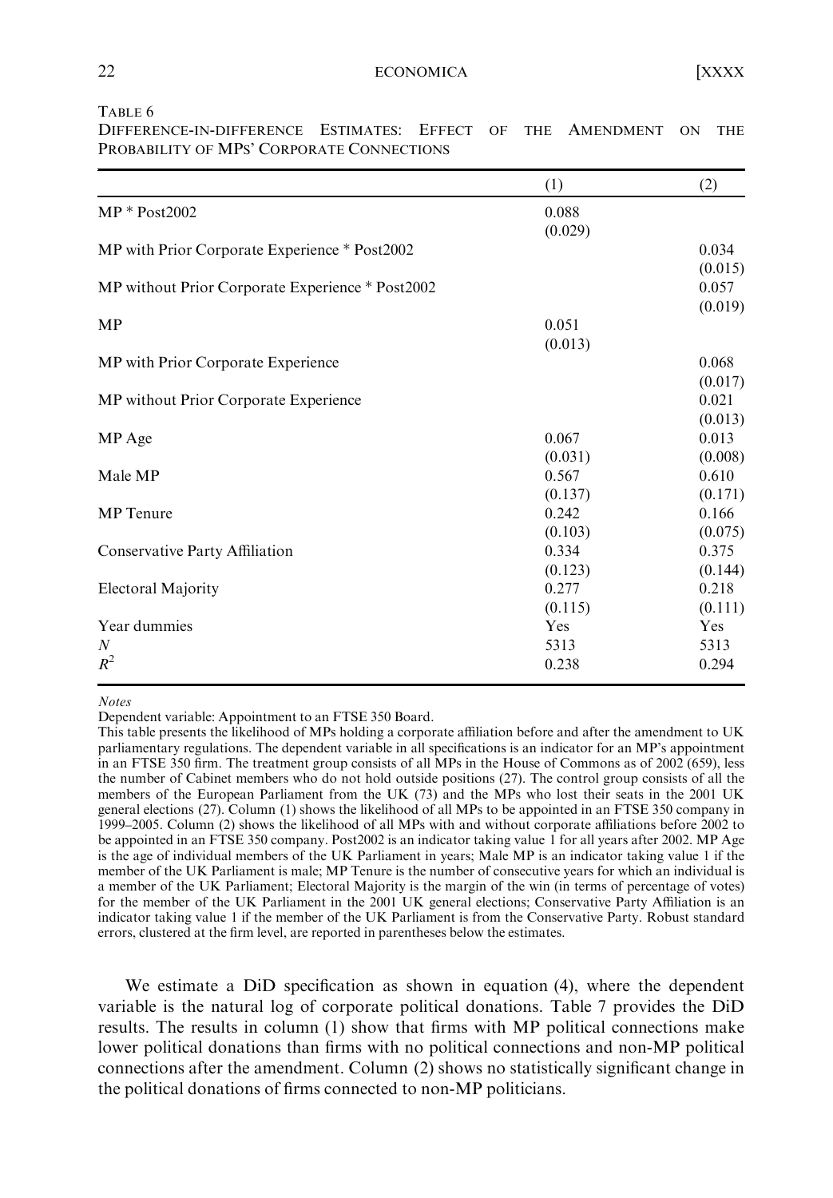TABLE 6

DIFFERENCE-IN-DIFFERENCE ESTIMATES: EFFECT OF THE AMENDMENT ON THE PROBABILITY OF MPS' CORPORATE CONNECTIONS

| | (1) | (2) |
|---|---|---|
| MP * Post2002 | 0.088 | |
| | (0.029) | |
| MP with Prior Corporate Experience * Post2002 | | 0.034 |
| | | (0.015) |
| MP without Prior Corporate Experience * Post2002 | | 0.057 |
| | | (0.019) |
| MP | 0.051 | |
| | (0.013) | |
| MP with Prior Corporate Experience | | 0.068 |
| | | (0.017) |
| MP without Prior Corporate Experience | | 0.021 |
| | | (0.013) |
| MP Age | 0.067 | 0.013 |
| | (0.031) | (0.008) |
| Male MP | 0.567 | 0.610 |
| | (0.137) | (0.171) |
| MP Tenure | 0.242 | 0.166 |
| | (0.103) | (0.075) |
| Conservative Party Affiliation | 0.334 | 0.375 |
| | (0.123) | (0.144) |
| Electoral Majority | 0.277 | 0.218 |
| | (0.115) | (0.111) |
| Year dummies | Yes | Yes |
| $N$ | 5313 | 5313 |
| $R^2$ | 0.238 | 0.294 |

*Notes*

Dependent variable: Appointment to an FTSE 350 Board.

This table presents the likelihood of MPs holding a corporate affiliation before and after the amendment to UK parliamentary regulations. The dependent variable in all specifications is an indicator for an MP's appointment in an FTSE 350 firm. The treatment group consists of all MPs in the House of Commons as of 2002 (659), less the number of Cabinet members who do not hold outside positions (27). The control group consists of all the members of the European Parliament from the UK (73) and the MPs who lost their seats in the 2001 UK general elections (27). Column (1) shows the likelihood of all MPs to be appointed in an FTSE 350 company in 1999–2005. Column (2) shows the likelihood of all MPs with and without corporate affiliations before 2002 to be appointed in an FTSE 350 company. Post2002 is an indicator taking value 1 for all years after 2002. MP Age is the age of individual members of the UK Parliament in years; Male MP is an indicator taking value 1 if the member of the UK Parliament is male; MP Tenure is the number of consecutive years for which an individual is a member of the UK Parliament; Electoral Majority is the margin of the win (in terms of percentage of votes) for the member of the UK Parliament in the 2001 UK general elections; Conservative Party Affiliation is an indicator taking value 1 if the member of the UK Parliament is from the Conservative Party. Robust standard errors, clustered at the firm level, are reported in parentheses below the estimates.

We estimate a DiD specification as shown in equation (4), where the dependent variable is the natural log of corporate political donations. Table 7 provides the DiD results. The results in column (1) show that firms with MP political connections make lower political donations than firms with no political connections and non-MP political connections after the amendment. Column (2) shows no statistically significant change in the political donations of firms connected to non-MP politicians.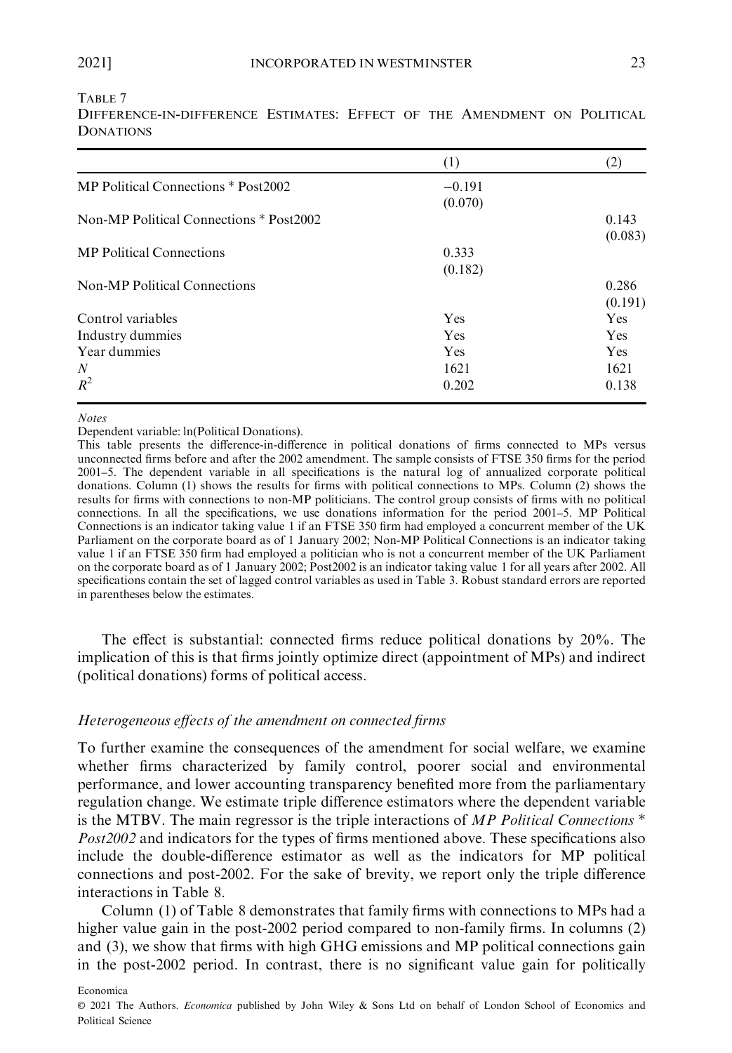TABLE 7

DIFFERENCE-IN-DIFFERENCE ESTIMATES: EFFECT OF THE AMENDMENT ON POLITICAL DONATIONS

| | (1) | (2) |
|---|---|---|
| MP Political Connections * Post2002 | −0.191 | |
| | (0.070) | |
| Non-MP Political Connections * Post2002 | | 0.143 |
| | | (0.083) |
| MP Political Connections | 0.333 | |
| | (0.182) | |
| Non-MP Political Connections | | 0.286 |
| | | (0.191) |
| Control variables | Yes | Yes |
| Industry dummies | Yes | Yes |
| Year dummies | Yes | Yes |
| $N$ | 1621 | 1621 |
| $R^2$ | 0.202 | 0.138 |

*Notes*

Dependent variable: ln(Political Donations).

This table presents the difference-in-difference in political donations of firms connected to MPs versus unconnected firms before and after the 2002 amendment. The sample consists of FTSE 350 firms for the period 2001–5. The dependent variable in all specifications is the natural log of annualized corporate political donations. Column (1) shows the results for firms with political connections to MPs. Column (2) shows the results for firms with connections to non-MP politicians. The control group consists of firms with no political connections. In all the specifications, we use donations information for the period 2001–5. MP Political Connections is an indicator taking value 1 if an FTSE 350 firm had employed a concurrent member of the UK Parliament on the corporate board as of 1 January 2002; Non-MP Political Connections is an indicator taking value 1 if an FTSE 350 firm had employed a politician who is not a concurrent member of the UK Parliament on the corporate board as of 1 January 2002; Post2002 is an indicator taking value 1 for all years after 2002. All specifications contain the set of lagged control variables as used in Table 3. Robust standard errors are reported in parentheses below the estimates.

The effect is substantial: connected firms reduce political donations by 20%. The implication of this is that firms jointly optimize direct (appointment of MPs) and indirect (political donations) forms of political access.

### *Heterogeneous effects of the amendment on connected firms*

To further examine the consequences of the amendment for social welfare, we examine whether firms characterized by family control, poorer social and environmental performance, and lower accounting transparency benefited more from the parliamentary regulation change. We estimate triple difference estimators where the dependent variable is the MTBV. The main regressor is the triple interactions of *MP Political Connections * Post2002* and indicators for the types of firms mentioned above. These specifications also include the double-difference estimator as well as the indicators for MP political connections and post-2002. For the sake of brevity, we report only the triple difference interactions in Table 8.

Column (1) of Table 8 demonstrates that family firms with connections to MPs had a higher value gain in the post-2002 period compared to non-family firms. In columns (2) and (3), we show that firms with high GHG emissions and MP political connections gain in the post-2002 period. In contrast, there is no significant value gain for politically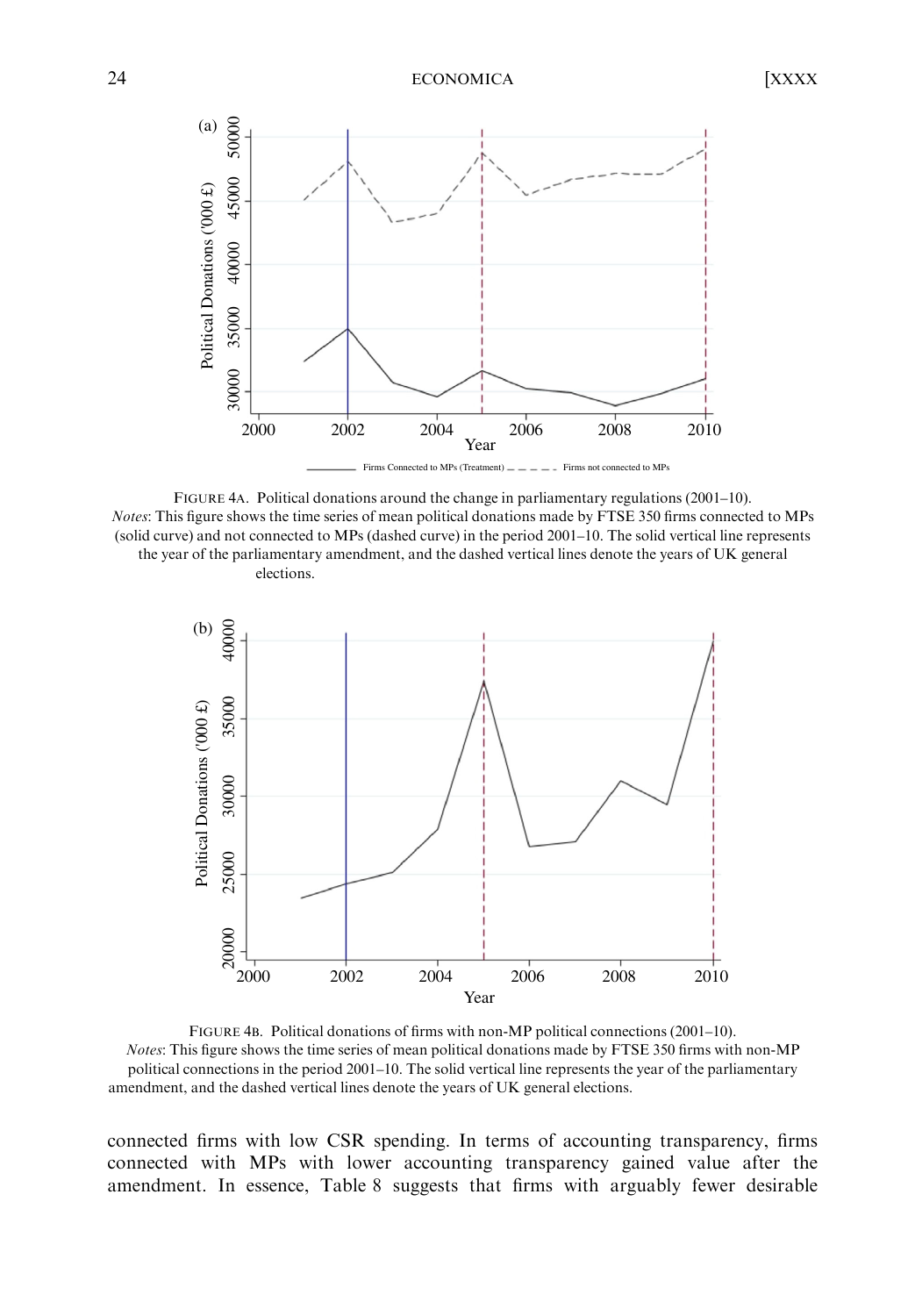FIGURE 4A. Political donations around the change in parliamentary regulations (2001–10).
*Notes*: This figure shows the time series of mean political donations made by FTSE 350 firms connected to MPs (solid curve) and not connected to MPs (dashed curve) in the period 2001–10. The solid vertical line represents the year of the parliamentary amendment, and the dashed vertical lines denote the years of UK general elections.

FIGURE 4B. Political donations of firms with non-MP political connections (2001–10).
*Notes*: This figure shows the time series of mean political donations made by FTSE 350 firms with non-MP political connections in the period 2001–10. The solid vertical line represents the year of the parliamentary amendment, and the dashed vertical lines denote the years of UK general elections.

connected firms with low CSR spending. In terms of accounting transparency, firms connected with MPs with lower accounting transparency gained value after the amendment. In essence, Table 8 suggests that firms with arguably fewer desirable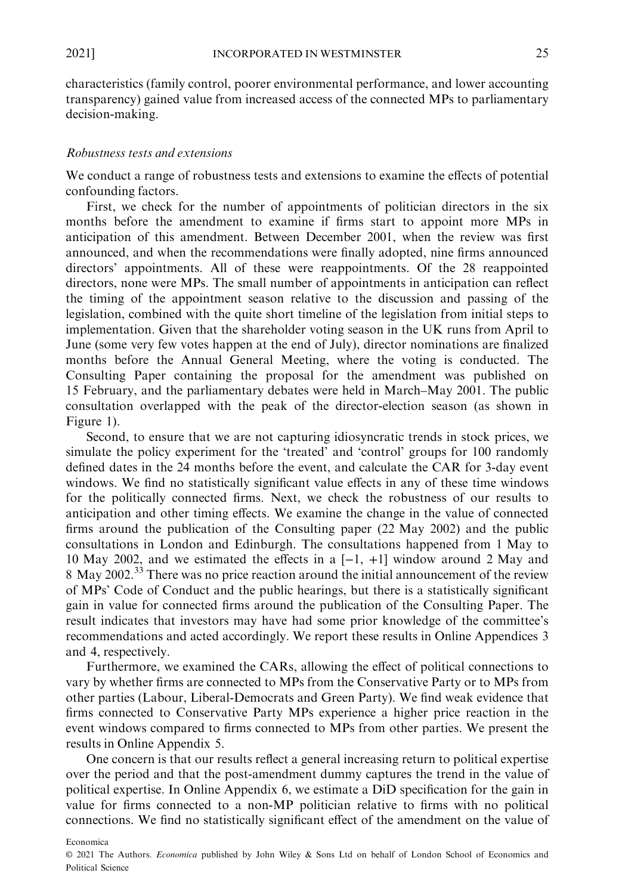characteristics (family control, poorer environmental performance, and lower accounting transparency) gained value from increased access of the connected MPs to parliamentary decision-making.

### *Robustness tests and extensions*

We conduct a range of robustness tests and extensions to examine the effects of potential confounding factors.

First, we check for the number of appointments of politician directors in the six months before the amendment to examine if firms start to appoint more MPs in anticipation of this amendment. Between December 2001, when the review was first announced, and when the recommendations were finally adopted, nine firms announced directors' appointments. All of these were reappointments. Of the 28 reappointed directors, none were MPs. The small number of appointments in anticipation can reflect the timing of the appointment season relative to the discussion and passing of the legislation, combined with the quite short timeline of the legislation from initial steps to implementation. Given that the shareholder voting season in the UK runs from April to June (some very few votes happen at the end of July), director nominations are finalized months before the Annual General Meeting, where the voting is conducted. The Consulting Paper containing the proposal for the amendment was published on 15 February, and the parliamentary debates were held in March–May 2001. The public consultation overlapped with the peak of the director-election season (as shown in Figure 1).

Second, to ensure that we are not capturing idiosyncratic trends in stock prices, we simulate the policy experiment for the 'treated' and 'control' groups for 100 randomly defined dates in the 24 months before the event, and calculate the CAR for 3-day event windows. We find no statistically significant value effects in any of these time windows for the politically connected firms. Next, we check the robustness of our results to anticipation and other timing effects. We examine the change in the value of connected firms around the publication of the Consulting paper (22 May 2002) and the public consultations in London and Edinburgh. The consultations happened from 1 May to 10 May 2002, and we estimated the effects in a $[-1, +1]$ window around 2 May and 8 May 2002.[33] There was no price reaction around the initial announcement of the review of MPs' Code of Conduct and the public hearings, but there is a statistically significant gain in value for connected firms around the publication of the Consulting Paper. The result indicates that investors may have had some prior knowledge of the committee's recommendations and acted accordingly. We report these results in Online Appendices 3 and 4, respectively.

Furthermore, we examined the CARs, allowing the effect of political connections to vary by whether firms are connected to MPs from the Conservative Party or to MPs from other parties (Labour, Liberal-Democrats and Green Party). We find weak evidence that firms connected to Conservative Party MPs experience a higher price reaction in the event windows compared to firms connected to MPs from other parties. We present the results in Online Appendix 5.

One concern is that our results reflect a general increasing return to political expertise over the period and that the post-amendment dummy captures the trend in the value of political expertise. In Online Appendix 6, we estimate a DiD specification for the gain in value for firms connected to a non-MP politician relative to firms with no political connections. We find no statistically significant effect of the amendment on the value of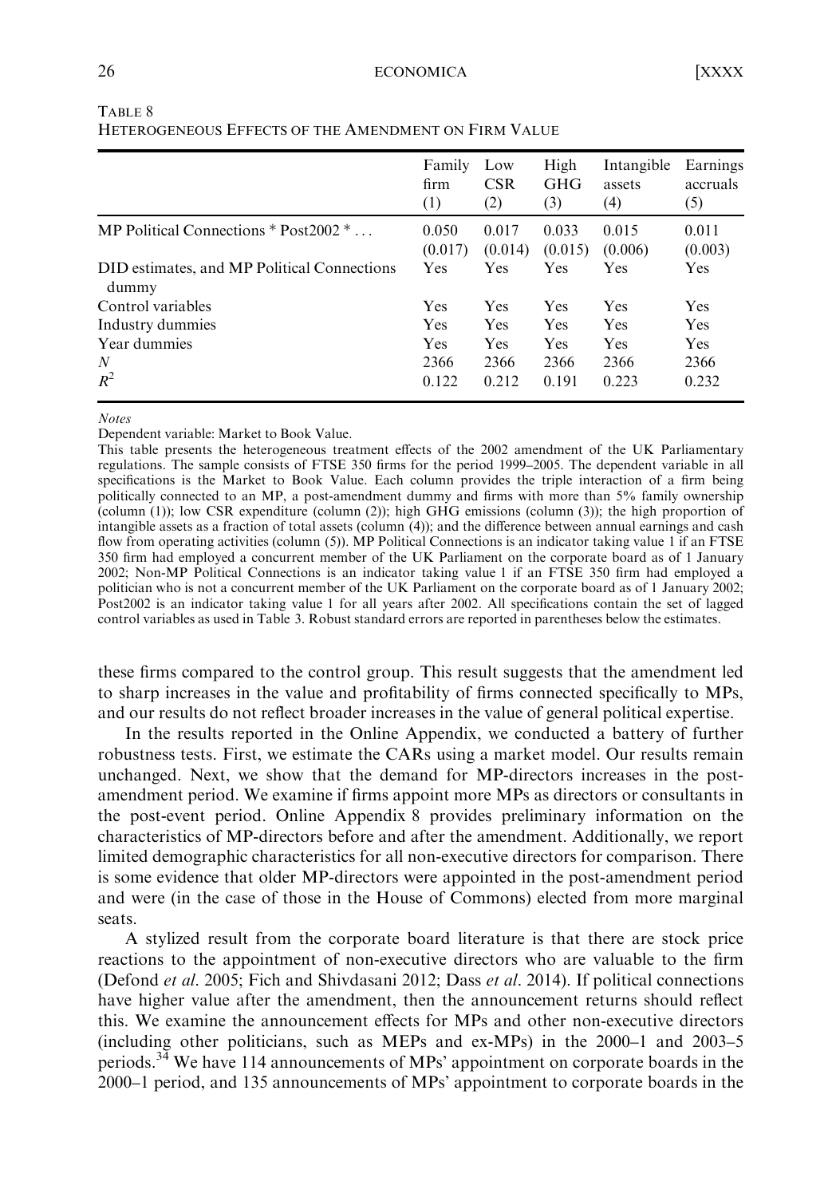TABLE 8

HETEROGENEOUS EFFECTS OF THE AMENDMENT ON FIRM VALUE

| | Family firm (1) | Low CSR (2) | High GHG (3) | Intangible assets (4) | Earnings accruals (5) |
|---|---|---|---|---|---|
| MP Political Connections * Post2002 * … | 0.050 | 0.017 | 0.033 | 0.015 | 0.011 |
| | (0.017) | (0.014) | (0.015) | (0.006) | (0.003) |
| DID estimates, and MP Political Connections dummy | Yes | Yes | Yes | Yes | Yes |
| Control variables | Yes | Yes | Yes | Yes | Yes |
| Industry dummies | Yes | Yes | Yes | Yes | Yes |
| Year dummies | Yes | Yes | Yes | Yes | Yes |
| $N$ | 2366 | 2366 | 2366 | 2366 | 2366 |
| $R^2$ | 0.122 | 0.212 | 0.191 | 0.223 | 0.232 |

*Notes*

Dependent variable: Market to Book Value.

This table presents the heterogeneous treatment effects of the 2002 amendment of the UK Parliamentary regulations. The sample consists of FTSE 350 firms for the period 1999–2005. The dependent variable in all specifications is the Market to Book Value. Each column provides the triple interaction of a firm being politically connected to an MP, a post-amendment dummy and firms with more than 5% family ownership (column (1)); low CSR expenditure (column (2)); high GHG emissions (column (3)); the high proportion of intangible assets as a fraction of total assets (column (4)); and the difference between annual earnings and cash flow from operating activities (column (5)). MP Political Connections is an indicator taking value 1 if an FTSE 350 firm had employed a concurrent member of the UK Parliament on the corporate board as of 1 January 2002; Non-MP Political Connections is an indicator taking value 1 if an FTSE 350 firm had employed a politician who is not a concurrent member of the UK Parliament on the corporate board as of 1 January 2002; Post2002 is an indicator taking value 1 for all years after 2002. All specifications contain the set of lagged control variables as used in Table 3. Robust standard errors are reported in parentheses below the estimates.

these firms compared to the control group. This result suggests that the amendment led to sharp increases in the value and profitability of firms connected specifically to MPs, and our results do not reflect broader increases in the value of general political expertise.

In the results reported in the Online Appendix, we conducted a battery of further robustness tests. First, we estimate the CARs using a market model. Our results remain unchanged. Next, we show that the demand for MP-directors increases in the post-amendment period. We examine if firms appoint more MPs as directors or consultants in the post-event period. Online Appendix 8 provides preliminary information on the characteristics of MP-directors before and after the amendment. Additionally, we report limited demographic characteristics for all non-executive directors for comparison. There is some evidence that older MP-directors were appointed in the post-amendment period and were (in the case of those in the House of Commons) elected from more marginal seats.

A stylized result from the corporate board literature is that there are stock price reactions to the appointment of non-executive directors who are valuable to the firm (Defond *et al*. 2005; Fich and Shivdasani 2012; Dass *et al*. 2014). If political connections have higher value after the amendment, then the announcement returns should reflect this. We examine the announcement effects for MPs and other non-executive directors (including other politicians, such as MEPs and ex-MPs) in the 2000–1 and 2003–5 periods.[34] We have 114 announcements of MPs' appointment on corporate boards in the 2000–1 period, and 135 announcements of MPs' appointment to corporate boards in the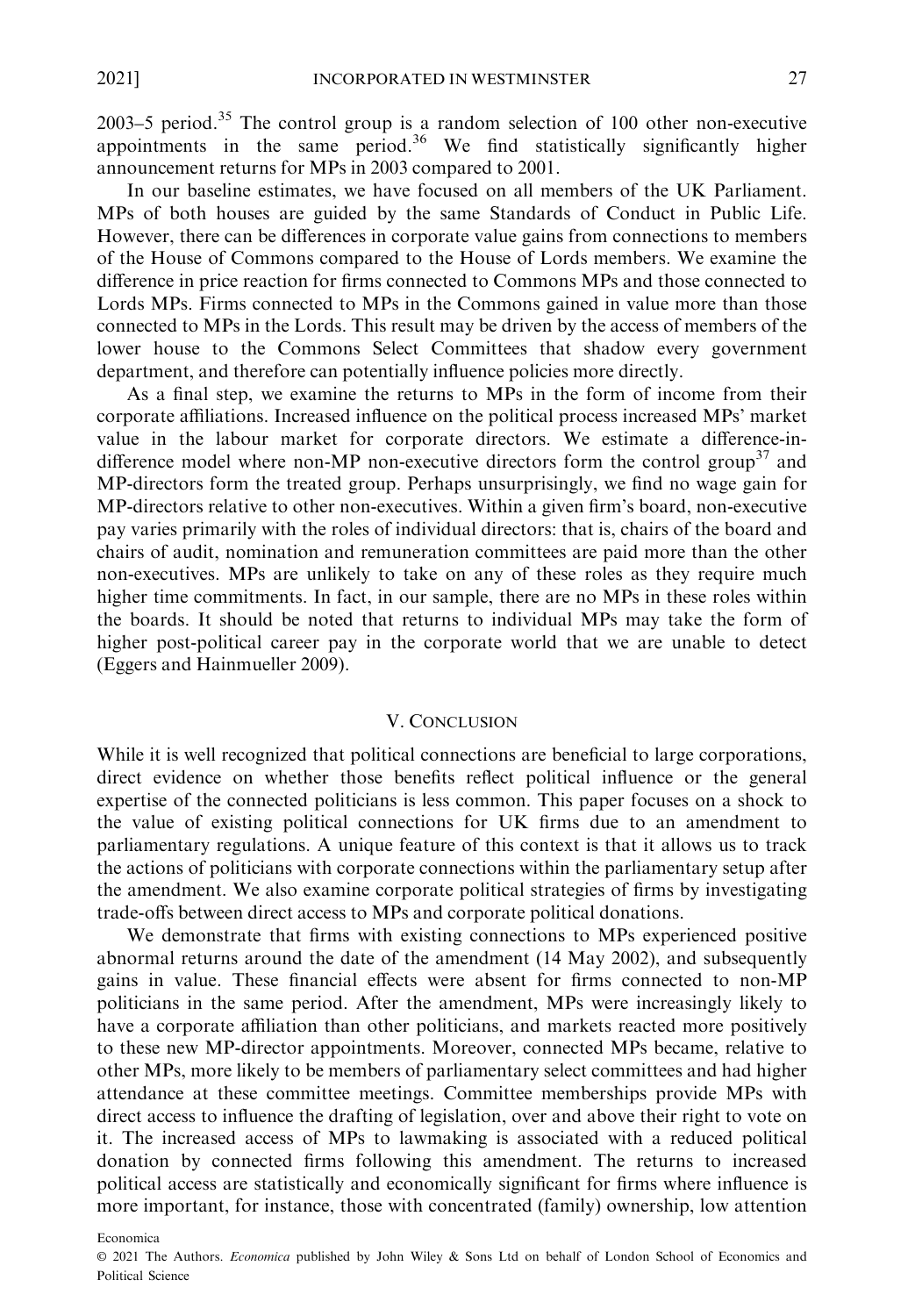2003–5 period.[35] The control group is a random selection of 100 other non-executive appointments in the same period.[36] We find statistically significantly higher announcement returns for MPs in 2003 compared to 2001.

In our baseline estimates, we have focused on all members of the UK Parliament. MPs of both houses are guided by the same Standards of Conduct in Public Life. However, there can be differences in corporate value gains from connections to members of the House of Commons compared to the House of Lords members. We examine the difference in price reaction for firms connected to Commons MPs and those connected to Lords MPs. Firms connected to MPs in the Commons gained in value more than those connected to MPs in the Lords. This result may be driven by the access of members of the lower house to the Commons Select Committees that shadow every government department, and therefore can potentially influence policies more directly.

As a final step, we examine the returns to MPs in the form of income from their corporate affiliations. Increased influence on the political process increased MPs' market value in the labour market for corporate directors. We estimate a difference-in-difference model where non-MP non-executive directors form the control group[37] and MP-directors form the treated group. Perhaps unsurprisingly, we find no wage gain for MP-directors relative to other non-executives. Within a given firm's board, non-executive pay varies primarily with the roles of individual directors: that is, chairs of the board and chairs of audit, nomination and remuneration committees are paid more than the other non-executives. MPs are unlikely to take on any of these roles as they require much higher time commitments. In fact, in our sample, there are no MPs in these roles within the boards. It should be noted that returns to individual MPs may take the form of higher post-political career pay in the corporate world that we are unable to detect (Eggers and Hainmueller 2009).

## V. Conclusion

While it is well recognized that political connections are beneficial to large corporations, direct evidence on whether those benefits reflect political influence or the general expertise of the connected politicians is less common. This paper focuses on a shock to the value of existing political connections for UK firms due to an amendment to parliamentary regulations. A unique feature of this context is that it allows us to track the actions of politicians with corporate connections within the parliamentary setup after the amendment. We also examine corporate political strategies of firms by investigating trade-offs between direct access to MPs and corporate political donations.

We demonstrate that firms with existing connections to MPs experienced positive abnormal returns around the date of the amendment (14 May 2002), and subsequently gains in value. These financial effects were absent for firms connected to non-MP politicians in the same period. After the amendment, MPs were increasingly likely to have a corporate affiliation than other politicians, and markets reacted more positively to these new MP-director appointments. Moreover, connected MPs became, relative to other MPs, more likely to be members of parliamentary select committees and had higher attendance at these committee meetings. Committee memberships provide MPs with direct access to influence the drafting of legislation, over and above their right to vote on it. The increased access of MPs to lawmaking is associated with a reduced political donation by connected firms following this amendment. The returns to increased political access are statistically and economically significant for firms where influence is more important, for instance, those with concentrated (family) ownership, low attention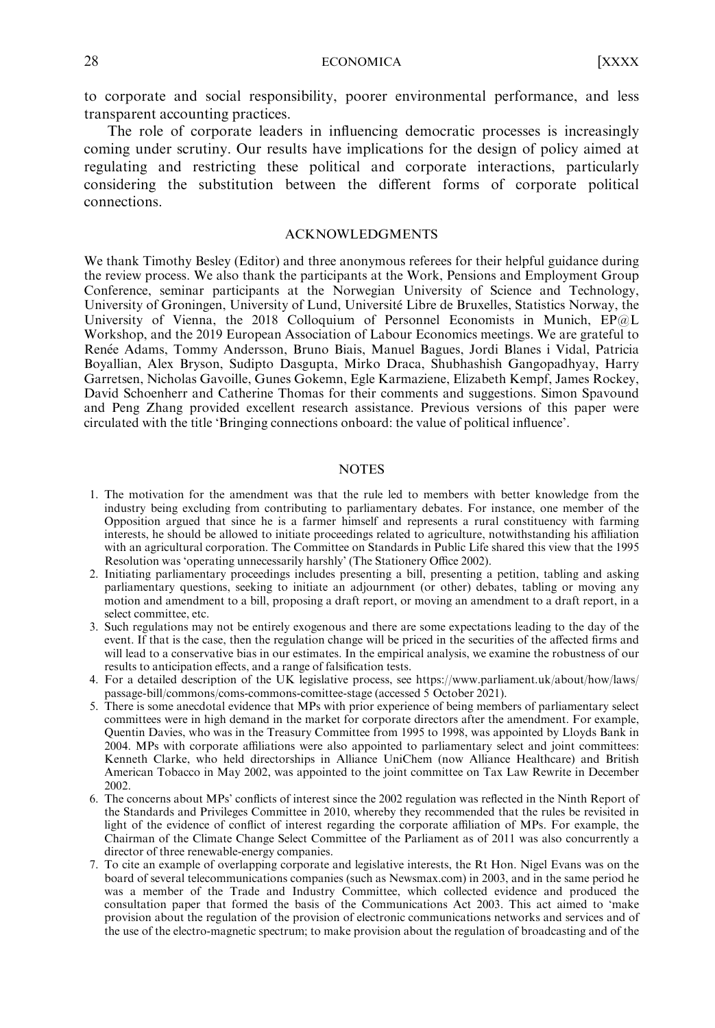to corporate and social responsibility, poorer environmental performance, and less transparent accounting practices.

The role of corporate leaders in influencing democratic processes is increasingly coming under scrutiny. Our results have implications for the design of policy aimed at regulating and restricting these political and corporate interactions, particularly considering the substitution between the different forms of corporate political connections.

## ACKNOWLEDGMENTS

We thank Timothy Besley (Editor) and three anonymous referees for their helpful guidance during the review process. We also thank the participants at the Work, Pensions and Employment Group Conference, seminar participants at the Norwegian University of Science and Technology, University of Groningen, University of Lund, Université Libre de Bruxelles, Statistics Norway, the University of Vienna, the 2018 Colloquium of Personnel Economists in Munich, EP@L Workshop, and the 2019 European Association of Labour Economics meetings. We are grateful to Renée Adams, Tommy Andersson, Bruno Biais, Manuel Bagues, Jordi Blanes i Vidal, Patricia Boyallian, Alex Bryson, Sudipto Dasgupta, Mirko Draca, Shubhashish Gangopadhyay, Harry Garretsen, Nicholas Gavoille, Gunes Gokemn, Egle Karmaziene, Elizabeth Kempf, James Rockey, David Schoenherr and Catherine Thomas for their comments and suggestions. Simon Spavound and Peng Zhang provided excellent research assistance. Previous versions of this paper were circulated with the title 'Bringing connections onboard: the value of political influence'.

## NOTES

1. The motivation for the amendment was that the rule led to members with better knowledge from the industry being excluding from contributing to parliamentary debates. For instance, one member of the Opposition argued that since he is a farmer himself and represents a rural constituency with farming interests, he should be allowed to initiate proceedings related to agriculture, notwithstanding his affiliation with an agricultural corporation. The Committee on Standards in Public Life shared this view that the 1995 Resolution was 'operating unnecessarily harshly' (The Stationery Office 2002).
2. Initiating parliamentary proceedings includes presenting a bill, presenting a petition, tabling and asking parliamentary questions, seeking to initiate an adjournment (or other) debates, tabling or moving any motion and amendment to a bill, proposing a draft report, or moving an amendment to a draft report, in a select committee, etc.
3. Such regulations may not be entirely exogenous and there are some expectations leading to the day of the event. If that is the case, then the regulation change will be priced in the securities of the affected firms and will lead to a conservative bias in our estimates. In the empirical analysis, we examine the robustness of our results to anticipation effects, and a range of falsification tests.
4. For a detailed description of the UK legislative process, see https://www.parliament.uk/about/how/laws/passage-bill/commons/coms-commons-comittee-stage (accessed 5 October 2021).
5. There is some anecdotal evidence that MPs with prior experience of being members of parliamentary select committees were in high demand in the market for corporate directors after the amendment. For example, Quentin Davies, who was in the Treasury Committee from 1995 to 1998, was appointed by Lloyds Bank in 2004. MPs with corporate affiliations were also appointed to parliamentary select and joint committees: Kenneth Clarke, who held directorships in Alliance UniChem (now Alliance Healthcare) and British American Tobacco in May 2002, was appointed to the joint committee on Tax Law Rewrite in December 2002.
6. The concerns about MPs' conflicts of interest since the 2002 regulation was reflected in the Ninth Report of the Standards and Privileges Committee in 2010, whereby they recommended that the rules be revisited in light of the evidence of conflict of interest regarding the corporate affiliation of MPs. For example, the Chairman of the Climate Change Select Committee of the Parliament as of 2011 was also concurrently a director of three renewable-energy companies.
7. To cite an example of overlapping corporate and legislative interests, the Rt Hon. Nigel Evans was on the board of several telecommunications companies (such as Newsmax.com) in 2003, and in the same period he was a member of the Trade and Industry Committee, which collected evidence and produced the consultation paper that formed the basis of the Communications Act 2003. This act aimed to 'make provision about the regulation of the provision of electronic communications networks and services and of the use of the electro-magnetic spectrum; to make provision about the regulation of broadcasting and of the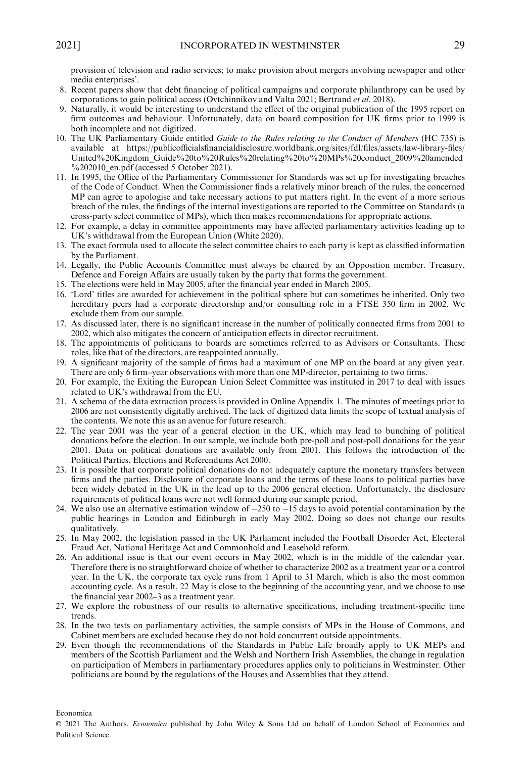provision of television and radio services; to make provision about mergers involving newspaper and other media enterprises'.

8. Recent papers show that debt financing of political campaigns and corporate philanthropy can be used by corporations to gain political access (Ovtchinnikov and Valta 2021; Bertrand *et al*. 2018).
9. Naturally, it would be interesting to understand the effect of the original publication of the 1995 report on firm outcomes and behaviour. Unfortunately, data on board composition for UK firms prior to 1999 is both incomplete and not digitized.
10. The UK Parliamentary Guide entitled *Guide to the Rules relating to the Conduct of Members* (HC 735) is available at https://publicofficialsfinancialdisclosure.worldbank.org/sites/fdl/files/assets/law-library-files/United%20Kingdom_Guide%20to%20Rules%20relating%20to%20MPs%20conduct_2009%20amended%202010_en.pdf (accessed 5 October 2021).
11. In 1995, the Office of the Parliamentary Commissioner for Standards was set up for investigating breaches of the Code of Conduct. When the Commissioner finds a relatively minor breach of the rules, the concerned MP can agree to apologise and take necessary actions to put matters right. In the event of a more serious breach of the rules, the findings of the internal investigations are reported to the Committee on Standards (a cross-party select committee of MPs), which then makes recommendations for appropriate actions.
12. For example, a delay in committee appointments may have affected parliamentary activities leading up to UK's withdrawal from the European Union (White 2020).
13. The exact formula used to allocate the select committee chairs to each party is kept as classified information by the Parliament.
14. Legally, the Public Accounts Committee must always be chaired by an Opposition member. Treasury, Defence and Foreign Affairs are usually taken by the party that forms the government.
15. The elections were held in May 2005, after the financial year ended in March 2005.
16. 'Lord' titles are awarded for achievement in the political sphere but can sometimes be inherited. Only two hereditary peers had a corporate directorship and/or consulting role in a FTSE 350 firm in 2002. We exclude them from our sample.
17. As discussed later, there is no significant increase in the number of politically connected firms from 2001 to 2002, which also mitigates the concern of anticipation effects in director recruitment.
18. The appointments of politicians to boards are sometimes referred to as Advisors or Consultants. These roles, like that of the directors, are reappointed annually.
19. A significant majority of the sample of firms had a maximum of one MP on the board at any given year. There are only 6 firm–year observations with more than one MP-director, pertaining to two firms.
20. For example, the Exiting the European Union Select Committee was instituted in 2017 to deal with issues related to UK's withdrawal from the EU.
21. A schema of the data extraction process is provided in Online Appendix 1. The minutes of meetings prior to 2006 are not consistently digitally archived. The lack of digitized data limits the scope of textual analysis of the contents. We note this as an avenue for future research.
22. The year 2001 was the year of a general election in the UK, which may lead to bunching of political donations before the election. In our sample, we include both pre-poll and post-poll donations for the year 2001. Data on political donations are available only from 2001. This follows the introduction of the Political Parties, Elections and Referendums Act 2000.
23. It is possible that corporate political donations do not adequately capture the monetary transfers between firms and the parties. Disclosure of corporate loans and the terms of these loans to political parties have been widely debated in the UK in the lead up to the 2006 general election. Unfortunately, the disclosure requirements of political loans were not well formed during our sample period.
24. We also use an alternative estimation window of −250 to −15 days to avoid potential contamination by the public hearings in London and Edinburgh in early May 2002. Doing so does not change our results qualitatively.
25. In May 2002, the legislation passed in the UK Parliament included the Football Disorder Act, Electoral Fraud Act, National Heritage Act and Commonhold and Leasehold reform.
26. An additional issue is that our event occurs in May 2002, which is in the middle of the calendar year. Therefore there is no straightforward choice of whether to characterize 2002 as a treatment year or a control year. In the UK, the corporate tax cycle runs from 1 April to 31 March, which is also the most common accounting cycle. As a result, 22 May is close to the beginning of the accounting year, and we choose to use the financial year 2002–3 as a treatment year.
27. We explore the robustness of our results to alternative specifications, including treatment-specific time trends.
28. In the two tests on parliamentary activities, the sample consists of MPs in the House of Commons, and Cabinet members are excluded because they do not hold concurrent outside appointments.
29. Even though the recommendations of the Standards in Public Life broadly apply to UK MEPs and members of the Scottish Parliament and the Welsh and Northern Irish Assemblies, the change in regulation on participation of Members in parliamentary procedures applies only to politicians in Westminster. Other politicians are bound by the regulations of the Houses and Assemblies that they attend.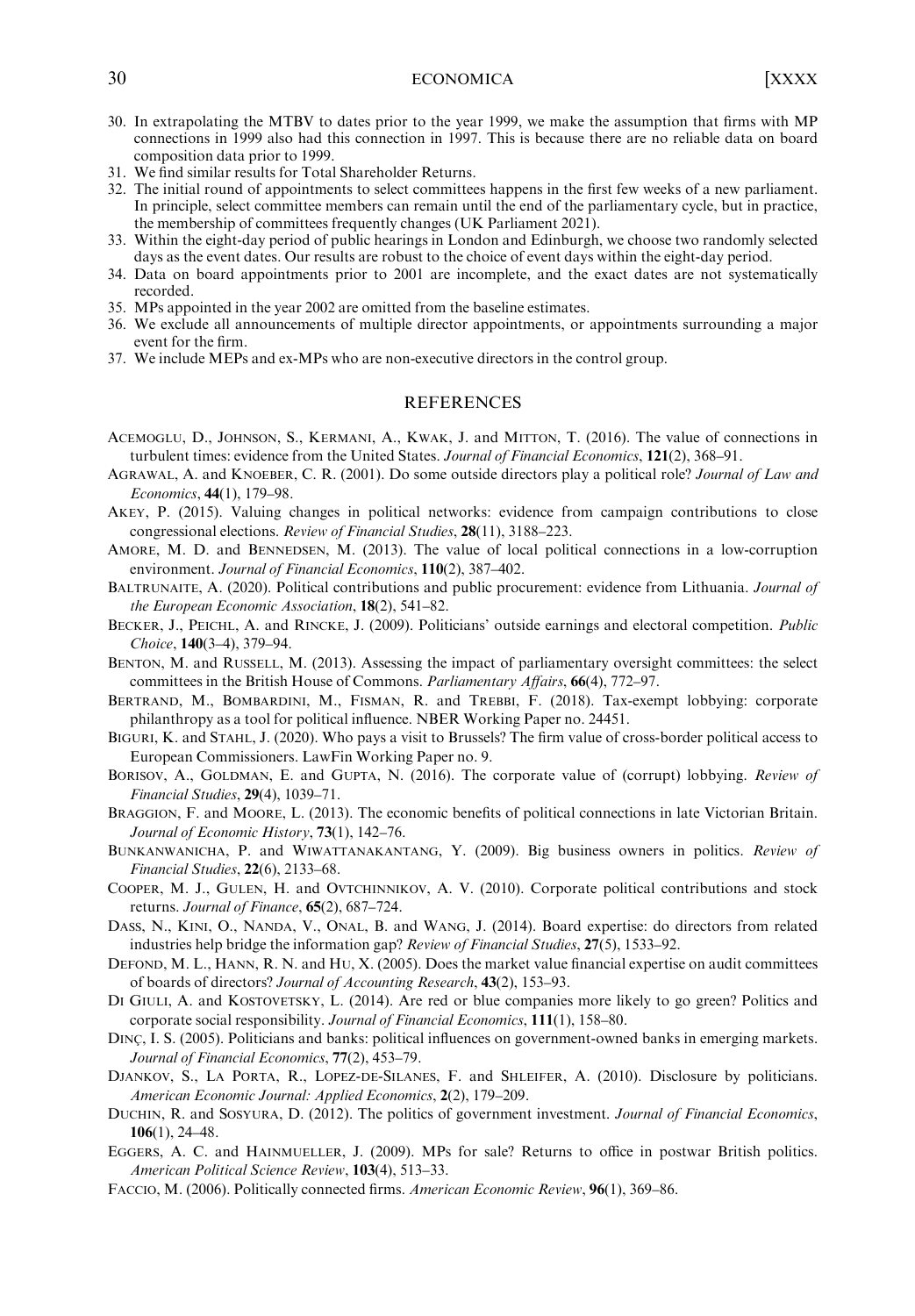30. In extrapolating the MTBV to dates prior to the year 1999, we make the assumption that firms with MP connections in 1999 also had this connection in 1997. This is because there are no reliable data on board composition data prior to 1999.
31. We find similar results for Total Shareholder Returns.
32. The initial round of appointments to select committees happens in the first few weeks of a new parliament. In principle, select committee members can remain until the end of the parliamentary cycle, but in practice, the membership of committees frequently changes (UK Parliament 2021).
33. Within the eight-day period of public hearings in London and Edinburgh, we choose two randomly selected days as the event dates. Our results are robust to the choice of event days within the eight-day period.
34. Data on board appointments prior to 2001 are incomplete, and the exact dates are not systematically recorded.
35. MPs appointed in the year 2002 are omitted from the baseline estimates.
36. We exclude all announcements of multiple director appointments, or appointments surrounding a major event for the firm.
37. We include MEPs and ex-MPs who are non-executive directors in the control group.

## REFERENCES

Acemoglu, D., Johnson, S., Kermani, A., Kwak, J. and Mitton, T. (2016). The value of connections in turbulent times: evidence from the United States. *Journal of Financial Economics*, **121**(2), 368–91.

Agrawal, A. and Knoeber, C. R. (2001). Do some outside directors play a political role? *Journal of Law and Economics*, **44**(1), 179–98.

Akey, P. (2015). Valuing changes in political networks: evidence from campaign contributions to close congressional elections. *Review of Financial Studies*, **28**(11), 3188–223.

Amore, M. D. and Bennedsen, M. (2013). The value of local political connections in a low-corruption environment. *Journal of Financial Economics*, **110**(2), 387–402.

Baltrunaite, A. (2020). Political contributions and public procurement: evidence from Lithuania. *Journal of the European Economic Association*, **18**(2), 541–82.

Becker, J., Peichl, A. and Rincke, J. (2009). Politicians' outside earnings and electoral competition. *Public Choice*, **140**(3–4), 379–94.

Benton, M. and Russell, M. (2013). Assessing the impact of parliamentary oversight committees: the select committees in the British House of Commons. *Parliamentary Affairs*, **66**(4), 772–97.

Bertrand, M., Bombardini, M., Fisman, R. and Trebbi, F. (2018). Tax-exempt lobbying: corporate philanthropy as a tool for political influence. NBER Working Paper no. 24451.

Biguri, K. and Stahl, J. (2020). Who pays a visit to Brussels? The firm value of cross-border political access to European Commissioners. LawFin Working Paper no. 9.

Borisov, A., Goldman, E. and Gupta, N. (2016). The corporate value of (corrupt) lobbying. *Review of Financial Studies*, **29**(4), 1039–71.

Braggion, F. and Moore, L. (2013). The economic benefits of political connections in late Victorian Britain. *Journal of Economic History*, **73**(1), 142–76.

Bunkanwanicha, P. and Wiwattanakantang, Y. (2009). Big business owners in politics. *Review of Financial Studies*, **22**(6), 2133–68.

Cooper, M. J., Gulen, H. and Ovtchinnikov, A. V. (2010). Corporate political contributions and stock returns. *Journal of Finance*, **65**(2), 687–724.

Dass, N., Kini, O., Nanda, V., Onal, B. and Wang, J. (2014). Board expertise: do directors from related industries help bridge the information gap? *Review of Financial Studies*, **27**(5), 1533–92.

DeFond, M. L., Hann, R. N. and Hu, X. (2005). Does the market value financial expertise on audit committees of boards of directors? *Journal of Accounting Research*, **43**(2), 153–93.

Di Giuli, A. and Kostovetsky, L. (2014). Are red or blue companies more likely to go green? Politics and corporate social responsibility. *Journal of Financial Economics*, **111**(1), 158–80.

Dinç, I. S. (2005). Politicians and banks: political influences on government-owned banks in emerging markets. *Journal of Financial Economics*, **77**(2), 453–79.

Djankov, S., La Porta, R., Lopez-de-Silanes, F. and Shleifer, A. (2010). Disclosure by politicians. *American Economic Journal: Applied Economics*, **2**(2), 179–209.

Duchin, R. and Sosyura, D. (2012). The politics of government investment. *Journal of Financial Economics*, **106**(1), 24–48.

Eggers, A. C. and Hainmueller, J. (2009). MPs for sale? Returns to office in postwar British politics. *American Political Science Review*, **103**(4), 513–33.

Faccio, M. (2006). Politically connected firms. *American Economic Review*, **96**(1), 369–86.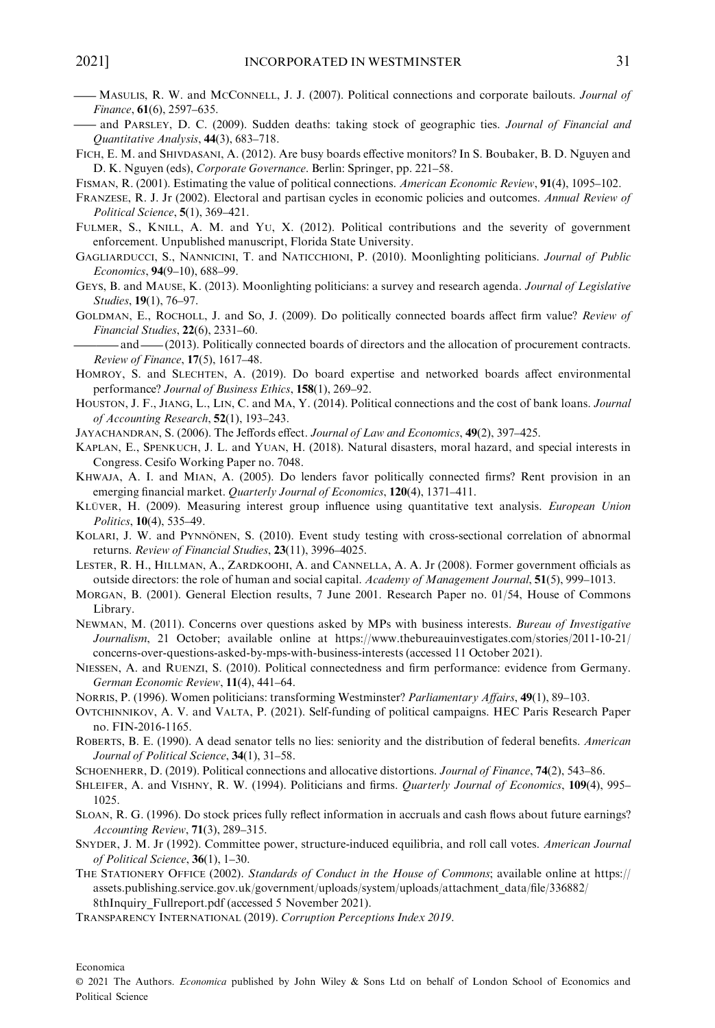—— Masulis, R. W. and McConnell, J. J. (2007). Political connections and corporate bailouts. *Journal of Finance*, **61**(6), 2597–635.

—— and Parsley, D. C. (2009). Sudden deaths: taking stock of geographic ties. *Journal of Financial and Quantitative Analysis*, **44**(3), 683–718.

Fich, E. M. and Shivdasani, A. (2012). Are busy boards effective monitors? In S. Boubaker, B. D. Nguyen and D. K. Nguyen (eds), *Corporate Governance*. Berlin: Springer, pp. 221–58.

Fisman, R. (2001). Estimating the value of political connections. *American Economic Review*, **91**(4), 1095–102.

Franzese, R. J. Jr (2002). Electoral and partisan cycles in economic policies and outcomes. *Annual Review of Political Science*, **5**(1), 369–421.

Fulmer, S., Knill, A. M. and Yu, X. (2012). Political contributions and the severity of government enforcement. Unpublished manuscript, Florida State University.

Gagliarducci, S., Nannicini, T. and Naticchioni, P. (2010). Moonlighting politicians. *Journal of Public Economics*, **94**(9–10), 688–99.

Geys, B. and Mause, K. (2013). Moonlighting politicians: a survey and research agenda. *Journal of Legislative Studies*, **19**(1), 76–97.

Goldman, E., Rocholl, J. and So, J. (2009). Do politically connected boards affect firm value? *Review of Financial Studies*, **22**(6), 2331–60.

———— and —— (2013). Politically connected boards of directors and the allocation of procurement contracts. *Review of Finance*, **17**(5), 1617–48.

Homroy, S. and Slechten, A. (2019). Do board expertise and networked boards affect environmental performance? *Journal of Business Ethics*, **158**(1), 269–92.

Houston, J. F., Jiang, L., Lin, C. and Ma, Y. (2014). Political connections and the cost of bank loans. *Journal of Accounting Research*, **52**(1), 193–243.

Jayachandran, S. (2006). The Jeffords effect. *Journal of Law and Economics*, **49**(2), 397–425.

Kaplan, E., Spenkuch, J. L. and Yuan, H. (2018). Natural disasters, moral hazard, and special interests in Congress. Cesifo Working Paper no. 7048.

Khwaja, A. I. and Mian, A. (2005). Do lenders favor politically connected firms? Rent provision in an emerging financial market. *Quarterly Journal of Economics*, **120**(4), 1371–411.

Klüver, H. (2009). Measuring interest group influence using quantitative text analysis. *European Union Politics*, **10**(4), 535–49.

Kolari, J. W. and Pynnönen, S. (2010). Event study testing with cross-sectional correlation of abnormal returns. *Review of Financial Studies*, **23**(11), 3996–4025.

Lester, R. H., Hillman, A., Zardkoohi, A. and Cannella, A. A. Jr (2008). Former government officials as outside directors: the role of human and social capital. *Academy of Management Journal*, **51**(5), 999–1013.

Morgan, B. (2001). General Election results, 7 June 2001. Research Paper no. 01/54, House of Commons Library.

Newman, M. (2011). Concerns over questions asked by MPs with business interests. *Bureau of Investigative Journalism*, 21 October; available online at https://www.thebureauinvestigates.com/stories/2011-10-21/concerns-over-questions-asked-by-mps-with-business-interests (accessed 11 October 2021).

Niessen, A. and Ruenzi, S. (2010). Political connectedness and firm performance: evidence from Germany. *German Economic Review*, **11**(4), 441–64.

Norris, P. (1996). Women politicians: transforming Westminster? *Parliamentary Affairs*, **49**(1), 89–103.

Ovtchinnikov, A. V. and Valta, P. (2021). Self-funding of political campaigns. HEC Paris Research Paper no. FIN-2016-1165.

Roberts, B. E. (1990). A dead senator tells no lies: seniority and the distribution of federal benefits. *American Journal of Political Science*, **34**(1), 31–58.

Schoenherr, D. (2019). Political connections and allocative distortions. *Journal of Finance*, **74**(2), 543–86.

Shleifer, A. and Vishny, R. W. (1994). Politicians and firms. *Quarterly Journal of Economics*, **109**(4), 995–1025.

Sloan, R. G. (1996). Do stock prices fully reflect information in accruals and cash flows about future earnings? *Accounting Review*, **71**(3), 289–315.

Snyder, J. M. Jr (1992). Committee power, structure-induced equilibria, and roll call votes. *American Journal of Political Science*, **36**(1), 1–30.

The Stationery Office (2002). *Standards of Conduct in the House of Commons*; available online at https://assets.publishing.service.gov.uk/government/uploads/system/uploads/attachment_data/file/336882/8thInquiry_Fullreport.pdf (accessed 5 November 2021).

Transparency International (2019). *Corruption Perceptions Index 2019*.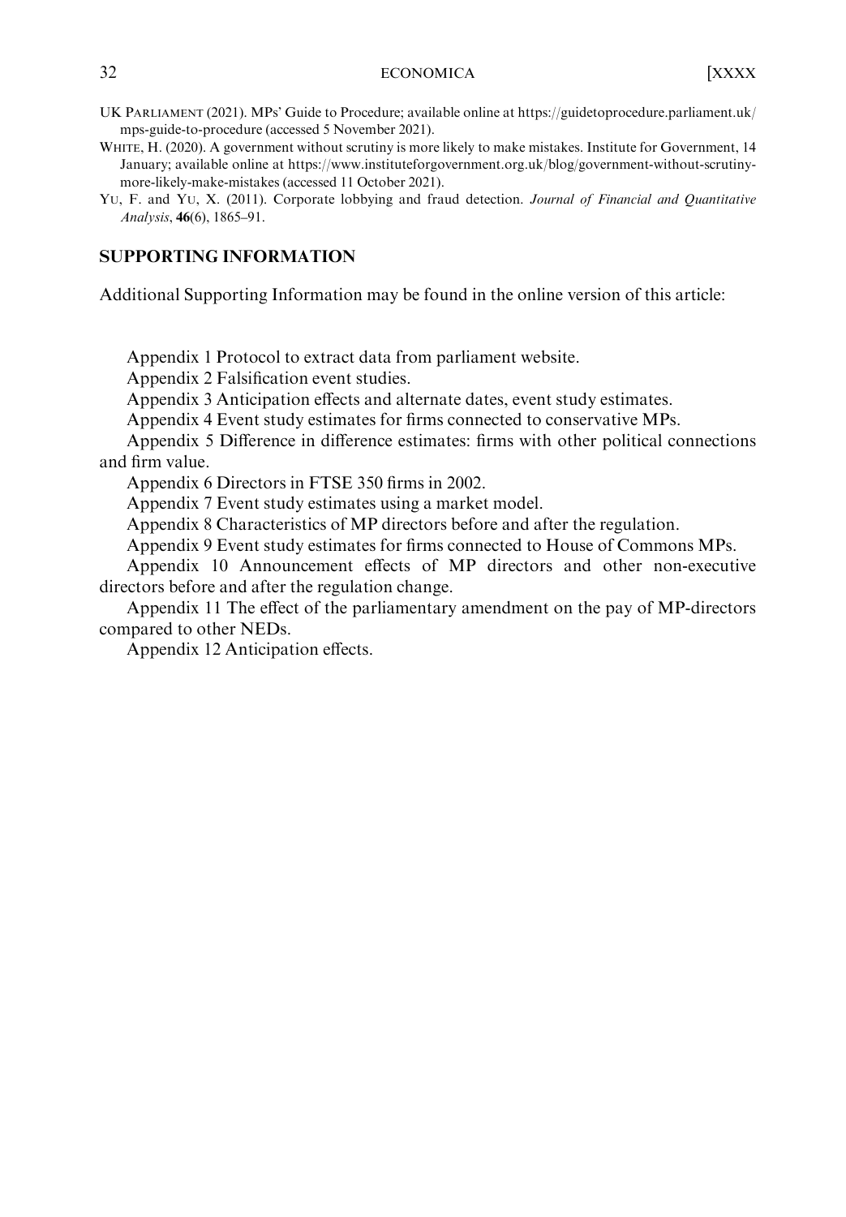UK Parliament (2021). MPs' Guide to Procedure; available online at https://guidetoprocedure.parliament.uk/mps-guide-to-procedure (accessed 5 November 2021).

White, H. (2020). A government without scrutiny is more likely to make mistakes. Institute for Government, 14 January; available online at https://www.instituteforgovernment.org.uk/blog/government-without-scrutiny-more-likely-make-mistakes (accessed 11 October 2021).

Yu, F. and Yu, X. (2011). Corporate lobbying and fraud detection. *Journal of Financial and Quantitative Analysis*, **46**(6), 1865–91.

## SUPPORTING INFORMATION

Additional Supporting Information may be found in the online version of this article:

Appendix 1 Protocol to extract data from parliament website.

Appendix 2 Falsification event studies.

Appendix 3 Anticipation effects and alternate dates, event study estimates.

Appendix 4 Event study estimates for firms connected to conservative MPs.

Appendix 5 Difference in difference estimates: firms with other political connections and firm value.

Appendix 6 Directors in FTSE 350 firms in 2002.

Appendix 7 Event study estimates using a market model.

Appendix 8 Characteristics of MP directors before and after the regulation.

Appendix 9 Event study estimates for firms connected to House of Commons MPs.

Appendix 10 Announcement effects of MP directors and other non-executive directors before and after the regulation change.

Appendix 11 The effect of the parliamentary amendment on the pay of MP-directors compared to other NEDs.

Appendix 12 Anticipation effects.